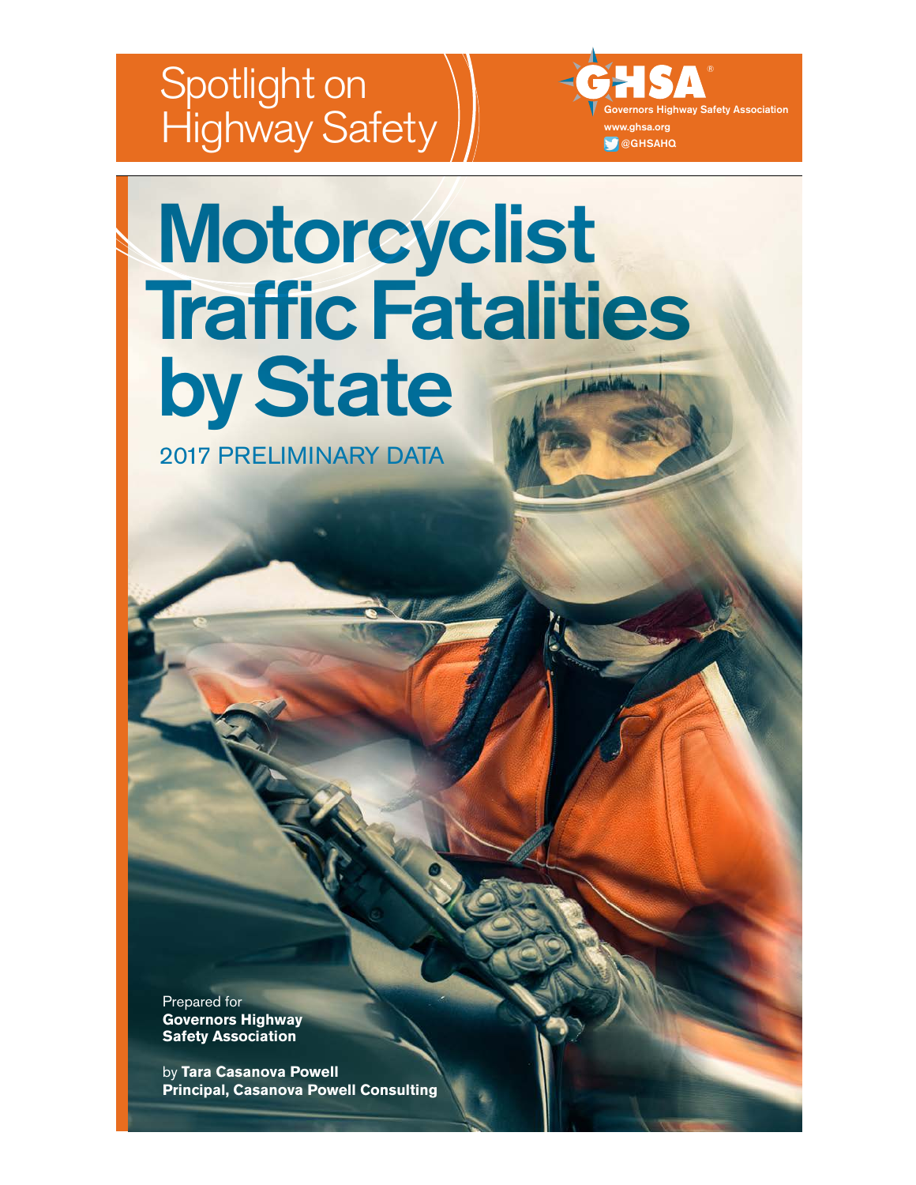Spotlight on Highway Safety

GHSA®
Governors Highway Safety Association
www.ghsa.org
@GHSAHQ

# Motorcyclist Traffic Fatalities by State

2017 PRELIMINARY DATA

Prepared for
**Governors Highway Safety Association**

by **Tara Casanova Powell**
**Principal, Casanova Powell Consulting**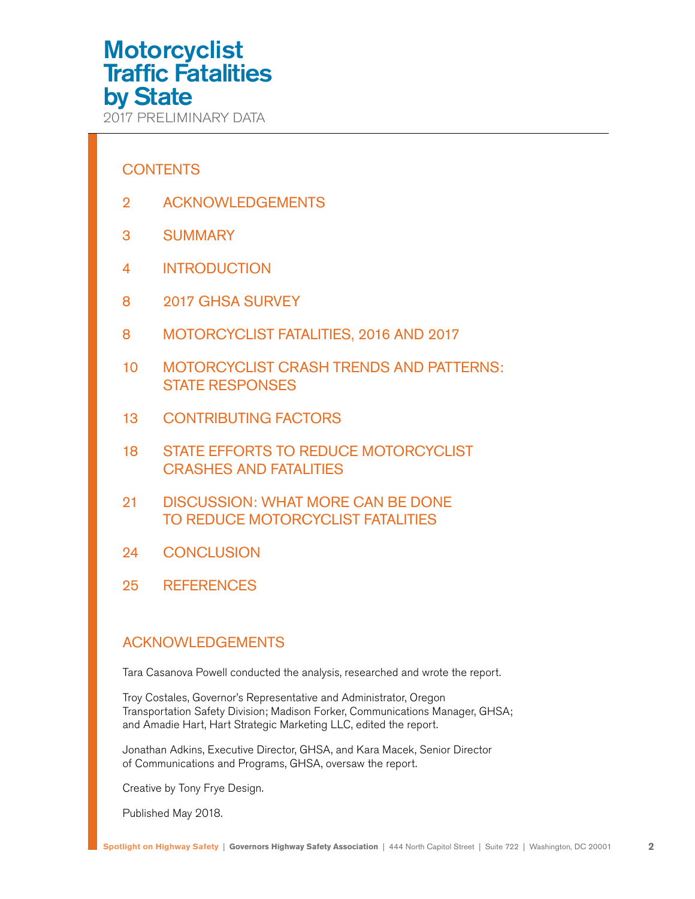# Motorcyclist Traffic Fatalities by State

2017 PRELIMINARY DATA

## CONTENTS

2 ACKNOWLEDGEMENTS

3 SUMMARY

4 INTRODUCTION

8 2017 GHSA SURVEY

8 MOTORCYCLIST FATALITIES, 2016 AND 2017

10 MOTORCYCLIST CRASH TRENDS AND PATTERNS: STATE RESPONSES

13 CONTRIBUTING FACTORS

18 STATE EFFORTS TO REDUCE MOTORCYCLIST CRASHES AND FATALITIES

21 DISCUSSION: WHAT MORE CAN BE DONE TO REDUCE MOTORCYCLIST FATALITIES

24 CONCLUSION

25 REFERENCES

## ACKNOWLEDGEMENTS

Tara Casanova Powell conducted the analysis, researched and wrote the report.

Troy Costales, Governor's Representative and Administrator, Oregon Transportation Safety Division; Madison Forker, Communications Manager, GHSA; and Amadie Hart, Hart Strategic Marketing LLC, edited the report.

Jonathan Adkins, Executive Director, GHSA, and Kara Macek, Senior Director of Communications and Programs, GHSA, oversaw the report.

Creative by Tony Frye Design.

Published May 2018.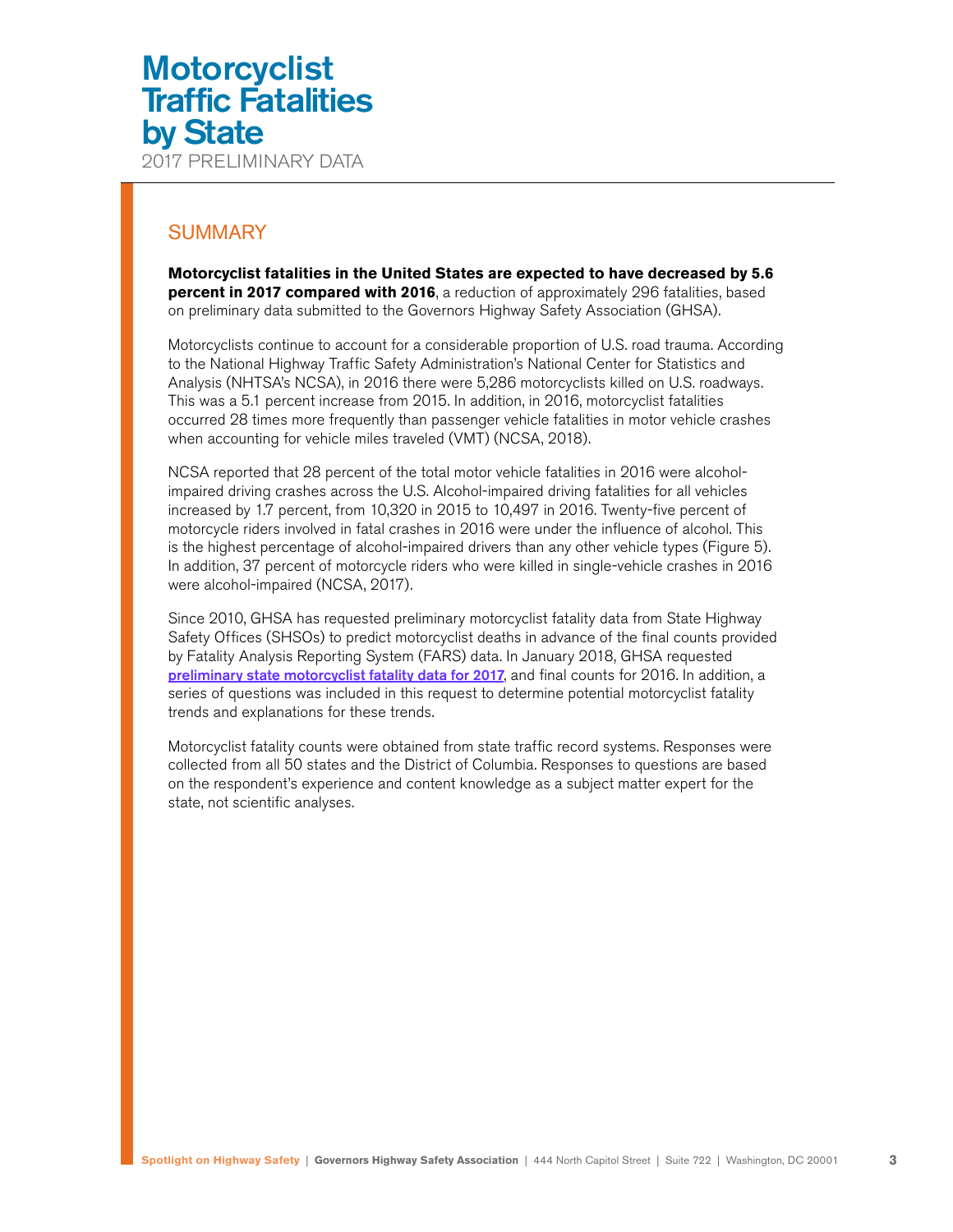# Motorcyclist Traffic Fatalities by State

2017 PRELIMINARY DATA

## SUMMARY

**Motorcyclist fatalities in the United States are expected to have decreased by 5.6 percent in 2017 compared with 2016**, a reduction of approximately 296 fatalities, based on preliminary data submitted to the Governors Highway Safety Association (GHSA).

Motorcyclists continue to account for a considerable proportion of U.S. road trauma. According to the National Highway Traffic Safety Administration's National Center for Statistics and Analysis (NHTSA's NCSA), in 2016 there were 5,286 motorcyclists killed on U.S. roadways. This was a 5.1 percent increase from 2015. In addition, in 2016, motorcyclist fatalities occurred 28 times more frequently than passenger vehicle fatalities in motor vehicle crashes when accounting for vehicle miles traveled (VMT) (NCSA, 2018).

NCSA reported that 28 percent of the total motor vehicle fatalities in 2016 were alcohol-impaired driving crashes across the U.S. Alcohol-impaired driving fatalities for all vehicles increased by 1.7 percent, from 10,320 in 2015 to 10,497 in 2016. Twenty-five percent of motorcycle riders involved in fatal crashes in 2016 were under the influence of alcohol. This is the highest percentage of alcohol-impaired drivers than any other vehicle types (Figure 5). In addition, 37 percent of motorcycle riders who were killed in single-vehicle crashes in 2016 were alcohol-impaired (NCSA, 2017).

Since 2010, GHSA has requested preliminary motorcyclist fatality data from State Highway Safety Offices (SHSOs) to predict motorcyclist deaths in advance of the final counts provided by Fatality Analysis Reporting System (FARS) data. In January 2018, GHSA requested **preliminary state motorcyclist fatality data for 2017**, and final counts for 2016. In addition, a series of questions was included in this request to determine potential motorcyclist fatality trends and explanations for these trends.

Motorcyclist fatality counts were obtained from state traffic record systems. Responses were collected from all 50 states and the District of Columbia. Responses to questions are based on the respondent's experience and content knowledge as a subject matter expert for the state, not scientific analyses.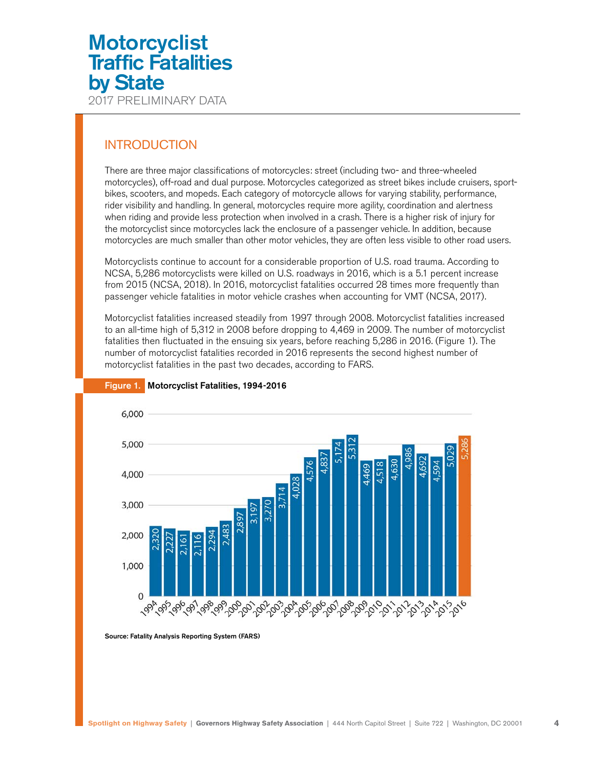# Motorcyclist Traffic Fatalities by State

2017 PRELIMINARY DATA

## INTRODUCTION

There are three major classifications of motorcycles: street (including two- and three-wheeled motorcycles), off-road and dual purpose. Motorcycles categorized as street bikes include cruisers, sport-bikes, scooters, and mopeds. Each category of motorcycle allows for varying stability, performance, rider visibility and handling. In general, motorcycles require more agility, coordination and alertness when riding and provide less protection when involved in a crash. There is a higher risk of injury for the motorcyclist since motorcycles lack the enclosure of a passenger vehicle. In addition, because motorcycles are much smaller than other motor vehicles, they are often less visible to other road users.

Motorcyclists continue to account for a considerable proportion of U.S. road trauma. According to NCSA, 5,286 motorcyclists were killed on U.S. roadways in 2016, which is a 5.1 percent increase from 2015 (NCSA, 2018). In 2016, motorcyclist fatalities occurred 28 times more frequently than passenger vehicle fatalities in motor vehicle crashes when accounting for VMT (NCSA, 2017).

Motorcyclist fatalities increased steadily from 1997 through 2008. Motorcyclist fatalities increased to an all-time high of 5,312 in 2008 before dropping to 4,469 in 2009. The number of motorcyclist fatalities then fluctuated in the ensuing six years, before reaching 5,286 in 2016. (Figure 1). The number of motorcyclist fatalities recorded in 2016 represents the second highest number of motorcyclist fatalities in the past two decades, according to FARS.

**Figure 1. Motorcyclist Fatalities, 1994-2016**

| Year | Fatalities |
|---|---|
| 1994 | 2,320 |
| 1995 | 2,227 |
| 1996 | 2,161 |
| 1997 | 2,116 |
| 1998 | 2,294 |
| 1999 | 2,483 |
| 2000 | 2,897 |
| 2001 | 3,197 |
| 2002 | 3,270 |
| 2003 | 3,714 |
| 2004 | 4,028 |
| 2005 | 4,576 |
| 2006 | 4,837 |
| 2007 | 5,174 |
| 2008 | 5,312 |
| 2009 | 4,469 |
| 2010 | 4,518 |
| 2011 | 4,630 |
| 2012 | 4,986 |
| 2013 | 4,692 |
| 2014 | 4,594 |
| 2015 | 5,029 |
| 2016 | 5,286 |

**Source: Fatality Analysis Reporting System (FARS)**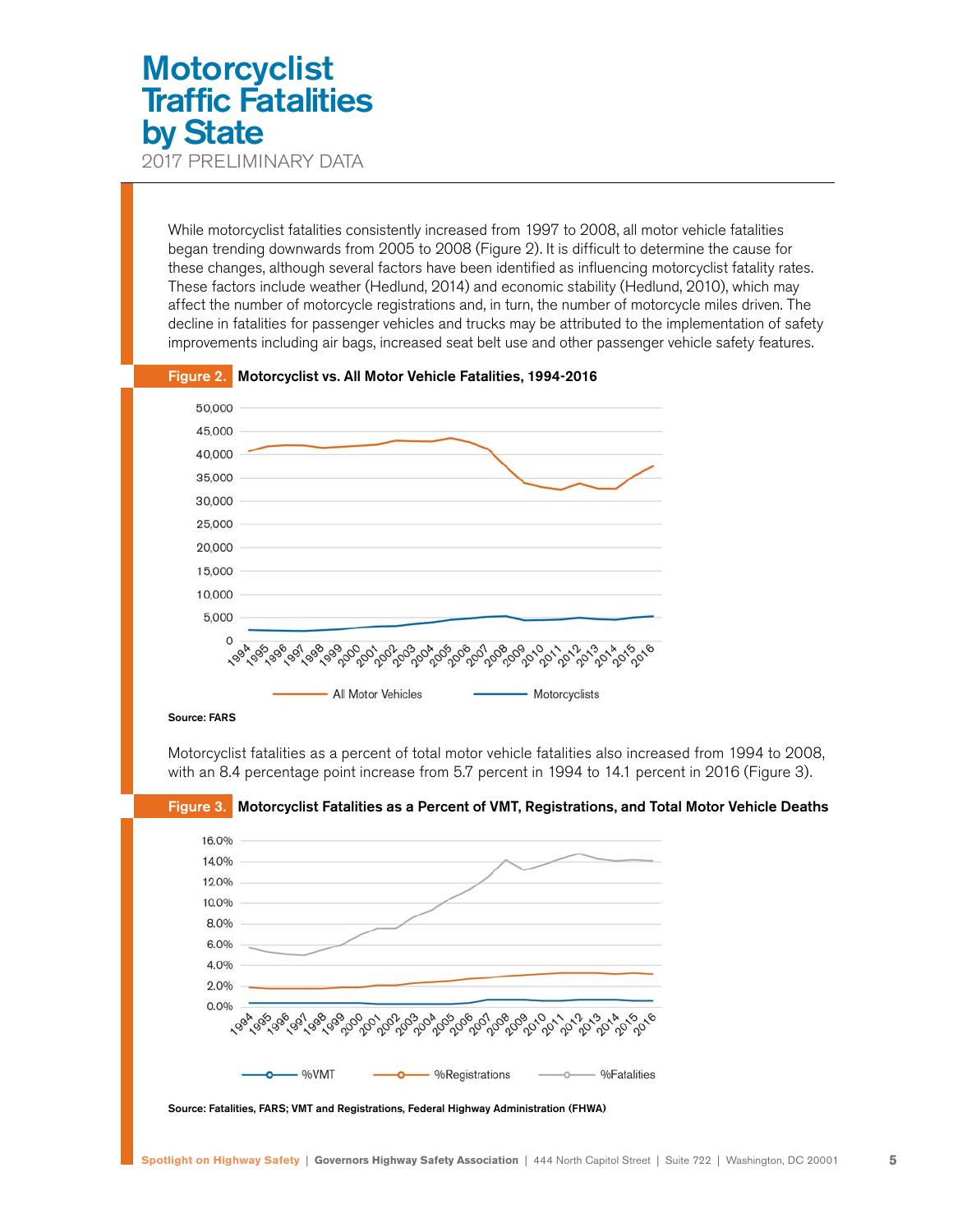# Motorcyclist Traffic Fatalities by State

2017 PRELIMINARY DATA

While motorcyclist fatalities consistently increased from 1997 to 2008, all motor vehicle fatalities began trending downwards from 2005 to 2008 (Figure 2). It is difficult to determine the cause for these changes, although several factors have been identified as influencing motorcyclist fatality rates. These factors include weather (Hedlund, 2014) and economic stability (Hedlund, 2010), which may affect the number of motorcycle registrations and, in turn, the number of motorcycle miles driven. The decline in fatalities for passenger vehicles and trucks may be attributed to the implementation of safety improvements including air bags, increased seat belt use and other passenger vehicle safety features.

**Figure 2. Motorcyclist vs. All Motor Vehicle Fatalities, 1994-2016**

Source: FARS

Motorcyclist fatalities as a percent of total motor vehicle fatalities also increased from 1994 to 2008, with an 8.4 percentage point increase from 5.7 percent in 1994 to 14.1 percent in 2016 (Figure 3).

**Figure 3. Motorcyclist Fatalities as a Percent of VMT, Registrations, and Total Motor Vehicle Deaths**

Source: Fatalities, FARS; VMT and Registrations, Federal Highway Administration (FHWA)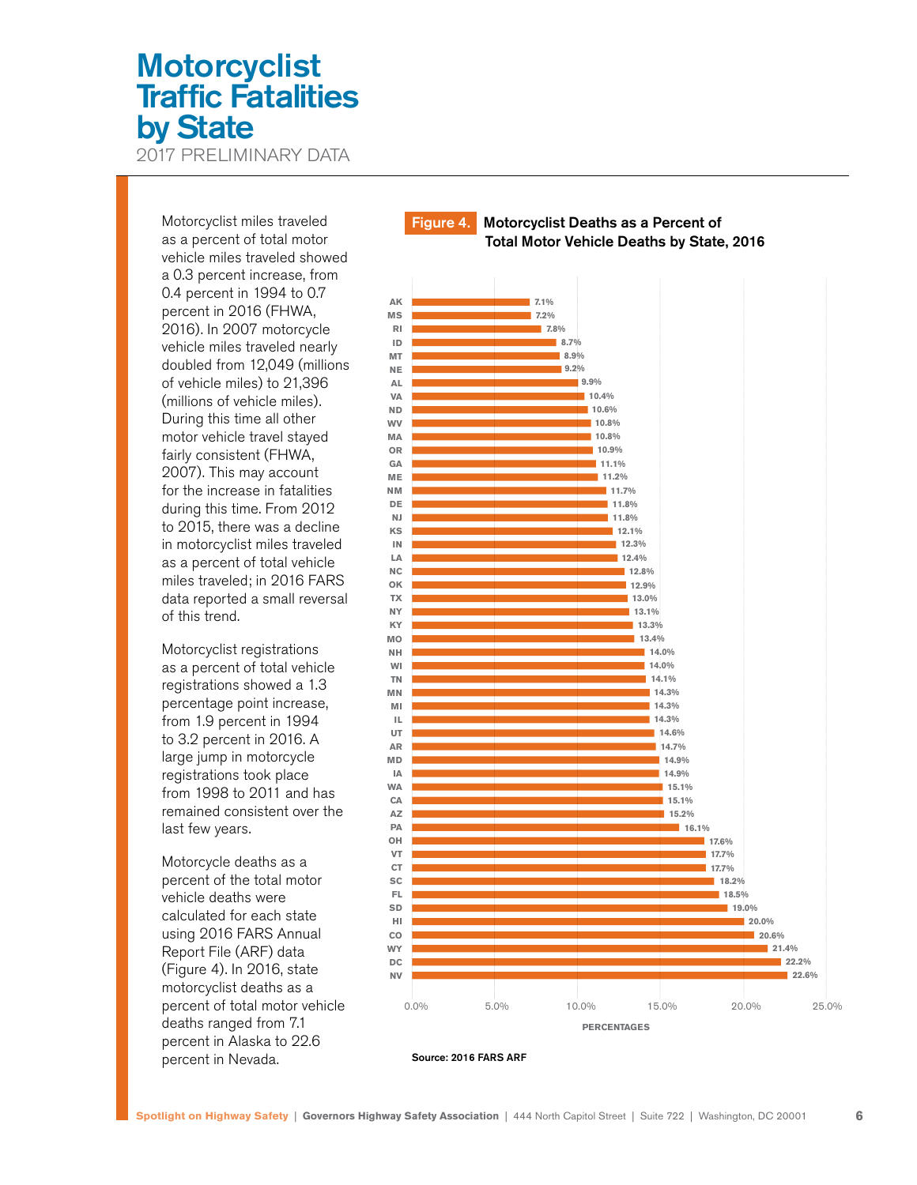# Motorcyclist Traffic Fatalities by State

2017 PRELIMINARY DATA

Motorcyclist miles traveled as a percent of total motor vehicle miles traveled showed a 0.3 percent increase, from 0.4 percent in 1994 to 0.7 percent in 2016 (FHWA, 2016). In 2007 motorcycle vehicle miles traveled nearly doubled from 12,049 (millions of vehicle miles) to 21,396 (millions of vehicle miles). During this time all other motor vehicle travel stayed fairly consistent (FHWA, 2007). This may account for the increase in fatalities during this time. From 2012 to 2015, there was a decline in motorcyclist miles traveled as a percent of total vehicle miles traveled; in 2016 FARS data reported a small reversal of this trend.

Motorcyclist registrations as a percent of total vehicle registrations showed a 1.3 percentage point increase, from 1.9 percent in 1994 to 3.2 percent in 2016. A large jump in motorcycle registrations took place from 1998 to 2011 and has remained consistent over the last few years.

Motorcycle deaths as a percent of the total motor vehicle deaths were calculated for each state using 2016 FARS Annual Report File (ARF) data (Figure 4). In 2016, state motorcyclist deaths as a percent of total motor vehicle deaths ranged from 7.1 percent in Alaska to 22.6 percent in Nevada.

**Figure 4.** Motorcyclist Deaths as a Percent of Total Motor Vehicle Deaths by State, 2016

| State | Percentage |
|---|---|
| AK | 7.1% |
| MS | 7.2% |
| RI | 7.8% |
| ID | 8.7% |
| MT | 8.9% |
| NE | 9.2% |
| AL | 9.9% |
| VA | 10.4% |
| ND | 10.6% |
| WV | 10.8% |
| MA | 10.8% |
| OR | 10.9% |
| GA | 11.1% |
| ME | 11.2% |
| NM | 11.7% |
| DE | 11.8% |
| NJ | 11.8% |
| KS | 12.1% |
| IN | 12.3% |
| LA | 12.4% |
| NC | 12.8% |
| OK | 12.9% |
| TX | 13.0% |
| NY | 13.1% |
| KY | 13.3% |
| MO | 13.4% |
| NH | 14.0% |
| WI | 14.0% |
| TN | 14.1% |
| MN | 14.3% |
| MI | 14.3% |
| IL | 14.3% |
| UT | 14.6% |
| AR | 14.7% |
| MD | 14.9% |
| IA | 14.9% |
| WA | 15.1% |
| CA | 15.1% |
| AZ | 15.2% |
| PA | 16.1% |
| OH | 17.6% |
| VT | 17.7% |
| CT | 17.7% |
| SC | 18.2% |
| FL | 18.5% |
| SD | 19.0% |
| HI | 20.0% |
| CO | 20.6% |
| WY | 21.4% |
| DC | 22.2% |
| NV | 22.6% |

PERCENTAGES

Source: 2016 FARS ARF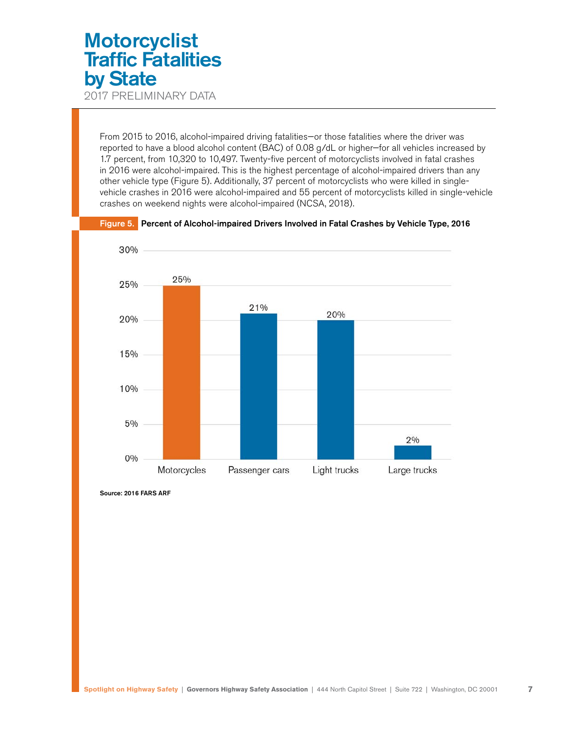# Motorcyclist Traffic Fatalities by State

2017 PRELIMINARY DATA

From 2015 to 2016, alcohol-impaired driving fatalities—or those fatalities where the driver was reported to have a blood alcohol content (BAC) of 0.08 g/dL or higher—for all vehicles increased by 1.7 percent, from 10,320 to 10,497. Twenty-five percent of motorcyclists involved in fatal crashes in 2016 were alcohol-impaired. This is the highest percentage of alcohol-impaired drivers than any other vehicle type (Figure 5). Additionally, 37 percent of motorcyclists who were killed in single-vehicle crashes in 2016 were alcohol-impaired and 55 percent of motorcyclists killed in single-vehicle crashes on weekend nights were alcohol-impaired (NCSA, 2018).

**Figure 5. Percent of Alcohol-impaired Drivers Involved in Fatal Crashes by Vehicle Type, 2016**

| Vehicle Type | Percent |
|---|---|
| Motorcycles | 25% |
| Passenger cars | 21% |
| Light trucks | 20% |
| Large trucks | 2% |

Source: 2016 FARS ARF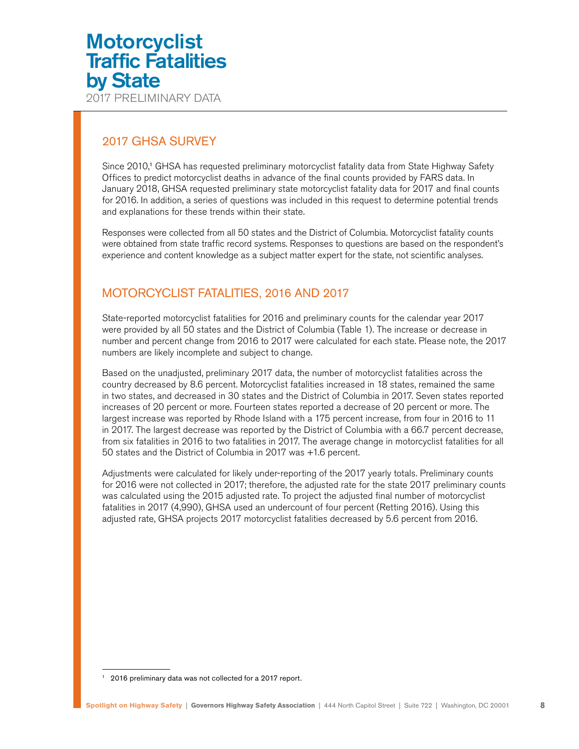# Motorcyclist Traffic Fatalities by State

2017 PRELIMINARY DATA

## 2017 GHSA SURVEY

Since 2010,[1] GHSA has requested preliminary motorcyclist fatality data from State Highway Safety Offices to predict motorcyclist deaths in advance of the final counts provided by FARS data. In January 2018, GHSA requested preliminary state motorcyclist fatality data for 2017 and final counts for 2016. In addition, a series of questions was included in this request to determine potential trends and explanations for these trends within their state.

Responses were collected from all 50 states and the District of Columbia. Motorcyclist fatality counts were obtained from state traffic record systems. Responses to questions are based on the respondent's experience and content knowledge as a subject matter expert for the state, not scientific analyses.

## MOTORCYCLIST FATALITIES, 2016 AND 2017

State-reported motorcyclist fatalities for 2016 and preliminary counts for the calendar year 2017 were provided by all 50 states and the District of Columbia (Table 1). The increase or decrease in number and percent change from 2016 to 2017 were calculated for each state. Please note, the 2017 numbers are likely incomplete and subject to change.

Based on the unadjusted, preliminary 2017 data, the number of motorcyclist fatalities across the country decreased by 8.6 percent. Motorcyclist fatalities increased in 18 states, remained the same in two states, and decreased in 30 states and the District of Columbia in 2017. Seven states reported increases of 20 percent or more. Fourteen states reported a decrease of 20 percent or more. The largest increase was reported by Rhode Island with a 175 percent increase, from four in 2016 to 11 in 2017. The largest decrease was reported by the District of Columbia with a 66.7 percent decrease, from six fatalities in 2016 to two fatalities in 2017. The average change in motorcyclist fatalities for all 50 states and the District of Columbia in 2017 was +1.6 percent.

Adjustments were calculated for likely under-reporting of the 2017 yearly totals. Preliminary counts for 2016 were not collected in 2017; therefore, the adjusted rate for the state 2017 preliminary counts was calculated using the 2015 adjusted rate. To project the adjusted final number of motorcyclist fatalities in 2017 (4,990), GHSA used an undercount of four percent (Retting 2016). Using this adjusted rate, GHSA projects 2017 motorcyclist fatalities decreased by 5.6 percent from 2016.

[1] 2016 preliminary data was not collected for a 2017 report.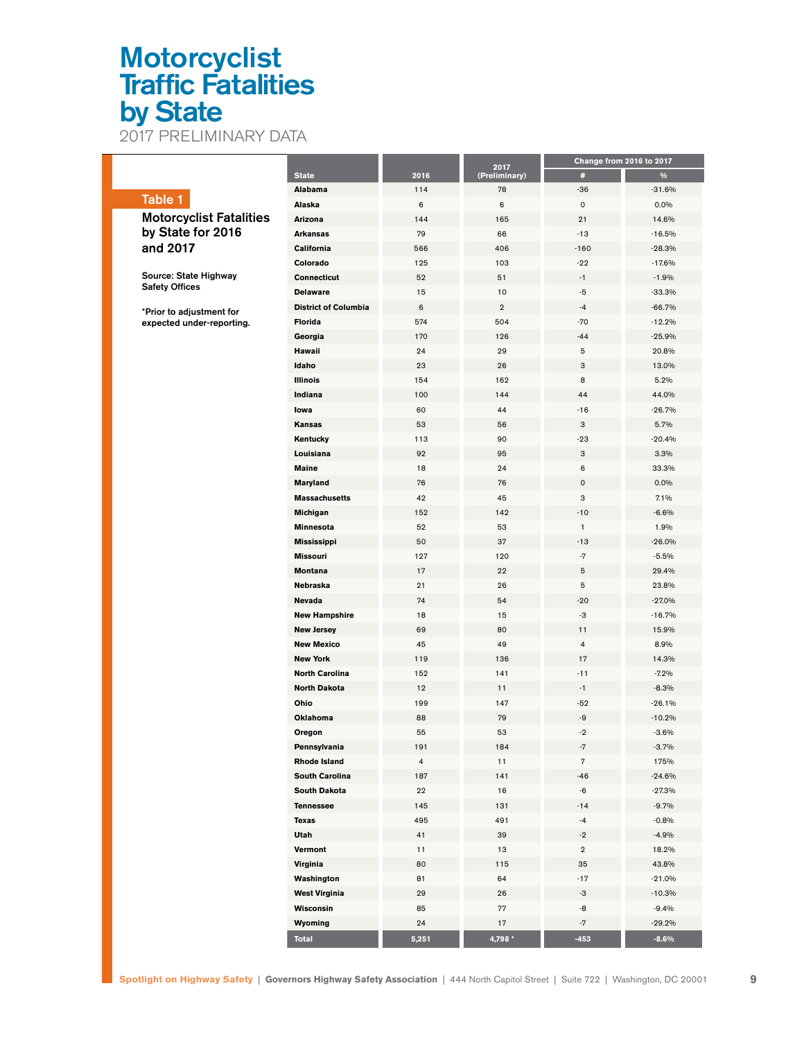# Motorcyclist Traffic Fatalities by State

2017 PRELIMINARY DATA

**Table 1**

**Motorcyclist Fatalities by State for 2016 and 2017**

**Source: State Highway Safety Offices**

**\*Prior to adjustment for expected under-reporting.**

| State | 2016 | 2017 (Preliminary) | Change from 2016 to 2017 | |
|---|---|---|---|---|
| | | | # | % |
| Alabama | 114 | 78 | -36 | -31.6% |
| Alaska | 6 | 6 | 0 | 0.0% |
| Arizona | 144 | 165 | 21 | 14.6% |
| Arkansas | 79 | 66 | -13 | -16.5% |
| California | 566 | 406 | -160 | -28.3% |
| Colorado | 125 | 103 | -22 | -17.6% |
| Connecticut | 52 | 51 | -1 | -1.9% |
| Delaware | 15 | 10 | -5 | -33.3% |
| District of Columbia | 6 | 2 | -4 | -66.7% |
| Florida | 574 | 504 | -70 | -12.2% |
| Georgia | 170 | 126 | -44 | -25.9% |
| Hawaii | 24 | 29 | 5 | 20.8% |
| Idaho | 23 | 26 | 3 | 13.0% |
| Illinois | 154 | 162 | 8 | 5.2% |
| Indiana | 100 | 144 | 44 | 44.0% |
| Iowa | 60 | 44 | -16 | -26.7% |
| Kansas | 53 | 56 | 3 | 5.7% |
| Kentucky | 113 | 90 | -23 | -20.4% |
| Louisiana | 92 | 95 | 3 | 3.3% |
| Maine | 18 | 24 | 6 | 33.3% |
| Maryland | 76 | 76 | 0 | 0.0% |
| Massachusetts | 42 | 45 | 3 | 7.1% |
| Michigan | 152 | 142 | -10 | -6.6% |
| Minnesota | 52 | 53 | 1 | 1.9% |
| Mississippi | 50 | 37 | -13 | -26.0% |
| Missouri | 127 | 120 | -7 | -5.5% |
| Montana | 17 | 22 | 5 | 29.4% |
| Nebraska | 21 | 26 | 5 | 23.8% |
| Nevada | 74 | 54 | -20 | -27.0% |
| New Hampshire | 18 | 15 | -3 | -16.7% |
| New Jersey | 69 | 80 | 11 | 15.9% |
| New Mexico | 45 | 49 | 4 | 8.9% |
| New York | 119 | 136 | 17 | 14.3% |
| North Carolina | 152 | 141 | -11 | -7.2% |
| North Dakota | 12 | 11 | -1 | -8.3% |
| Ohio | 199 | 147 | -52 | -26.1% |
| Oklahoma | 88 | 79 | -9 | -10.2% |
| Oregon | 55 | 53 | -2 | -3.6% |
| Pennsylvania | 191 | 184 | -7 | -3.7% |
| Rhode Island | 4 | 11 | 7 | 175% |
| South Carolina | 187 | 141 | -46 | -24.6% |
| South Dakota | 22 | 16 | -6 | -27.3% |
| Tennessee | 145 | 131 | -14 | -9.7% |
| Texas | 495 | 491 | -4 | -0.8% |
| Utah | 41 | 39 | -2 | -4.9% |
| Vermont | 11 | 13 | 2 | 18.2% |
| Virginia | 80 | 115 | 35 | 43.8% |
| Washington | 81 | 64 | -17 | -21.0% |
| West Virginia | 29 | 26 | -3 | -10.3% |
| Wisconsin | 85 | 77 | -8 | -9.4% |
| Wyoming | 24 | 17 | -7 | -29.2% |
| **Total** | **5,251** | **4,798 \*** | **-453** | **-8.6%** |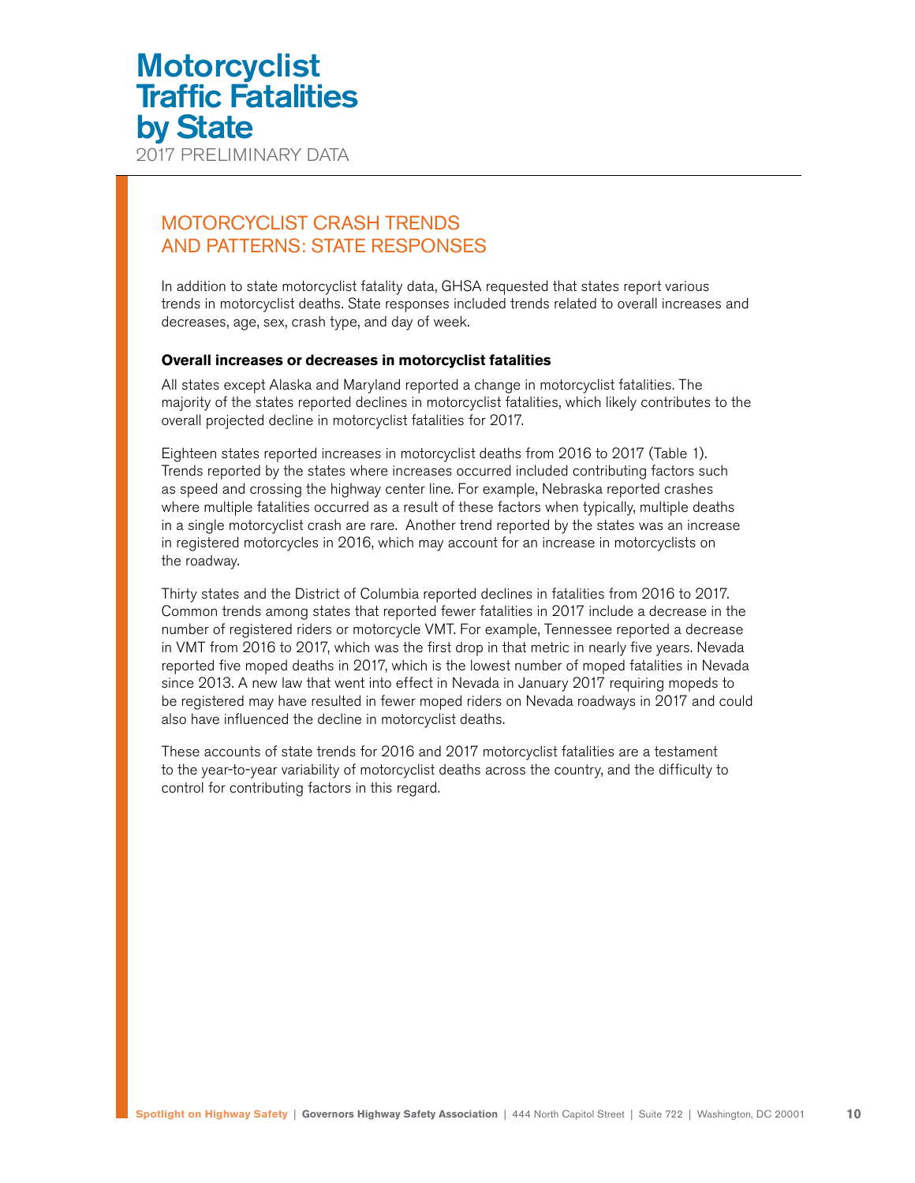# Motorcyclist Traffic Fatalities by State

2017 PRELIMINARY DATA

## MOTORCYCLIST CRASH TRENDS AND PATTERNS: STATE RESPONSES

In addition to state motorcyclist fatality data, GHSA requested that states report various trends in motorcyclist deaths. State responses included trends related to overall increases and decreases, age, sex, crash type, and day of week.

**Overall increases or decreases in motorcyclist fatalities**

All states except Alaska and Maryland reported a change in motorcyclist fatalities. The majority of the states reported declines in motorcyclist fatalities, which likely contributes to the overall projected decline in motorcyclist fatalities for 2017.

Eighteen states reported increases in motorcyclist deaths from 2016 to 2017 (Table 1). Trends reported by the states where increases occurred included contributing factors such as speed and crossing the highway center line. For example, Nebraska reported crashes where multiple fatalities occurred as a result of these factors when typically, multiple deaths in a single motorcyclist crash are rare. Another trend reported by the states was an increase in registered motorcycles in 2016, which may account for an increase in motorcyclists on the roadway.

Thirty states and the District of Columbia reported declines in fatalities from 2016 to 2017. Common trends among states that reported fewer fatalities in 2017 include a decrease in the number of registered riders or motorcycle VMT. For example, Tennessee reported a decrease in VMT from 2016 to 2017, which was the first drop in that metric in nearly five years. Nevada reported five moped deaths in 2017, which is the lowest number of moped fatalities in Nevada since 2013. A new law that went into effect in Nevada in January 2017 requiring mopeds to be registered may have resulted in fewer moped riders on Nevada roadways in 2017 and could also have influenced the decline in motorcyclist deaths.

These accounts of state trends for 2016 and 2017 motorcyclist fatalities are a testament to the year-to-year variability of motorcyclist deaths across the country, and the difficulty to control for contributing factors in this regard.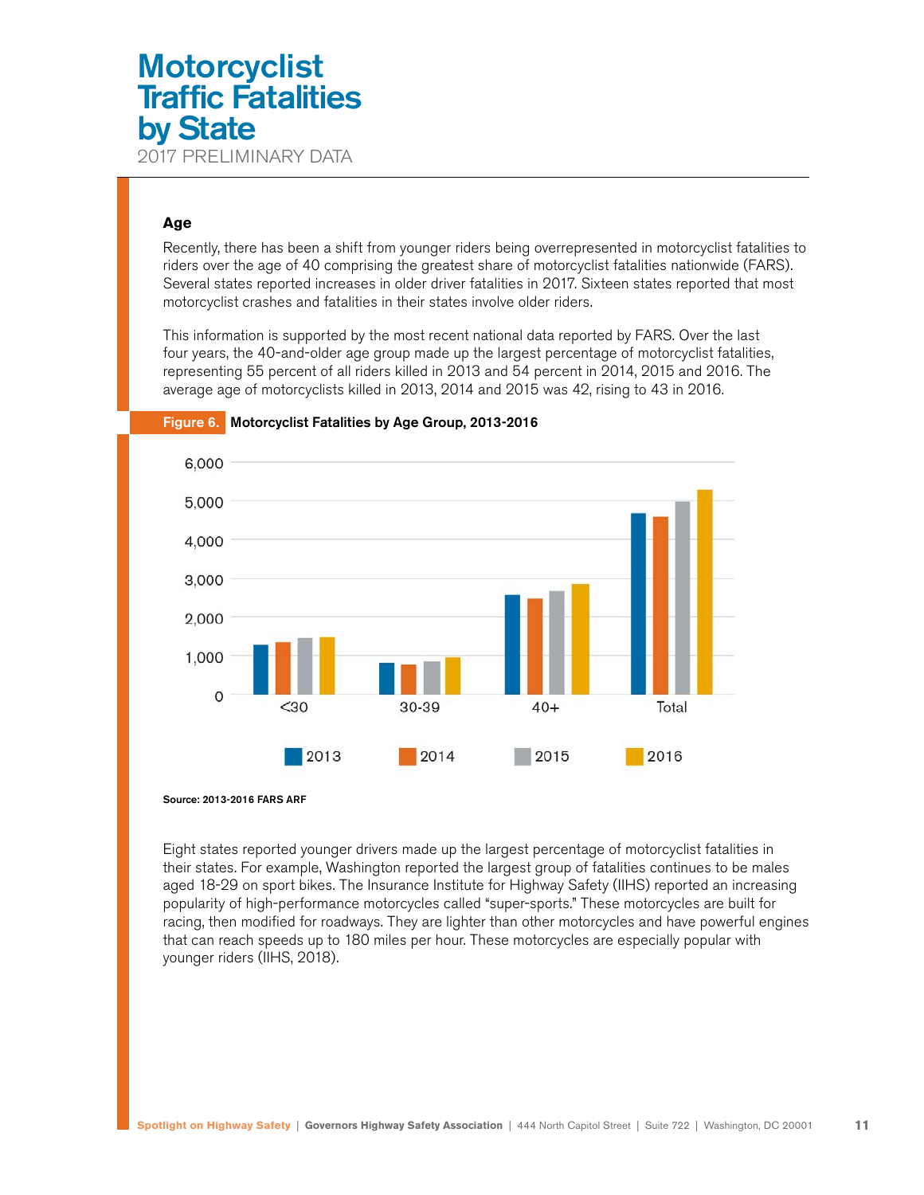# Motorcyclist Traffic Fatalities by State

2017 PRELIMINARY DATA

### Age

Recently, there has been a shift from younger riders being overrepresented in motorcyclist fatalities to riders over the age of 40 comprising the greatest share of motorcyclist fatalities nationwide (FARS). Several states reported increases in older driver fatalities in 2017. Sixteen states reported that most motorcyclist crashes and fatalities in their states involve older riders.

This information is supported by the most recent national data reported by FARS. Over the last four years, the 40-and-older age group made up the largest percentage of motorcyclist fatalities, representing 55 percent of all riders killed in 2013 and 54 percent in 2014, 2015 and 2016. The average age of motorcyclists killed in 2013, 2014 and 2015 was 42, rising to 43 in 2016.

**Figure 6.** **Motorcyclist Fatalities by Age Group, 2013-2016**

Source: 2013-2016 FARS ARF

Eight states reported younger drivers made up the largest percentage of motorcyclist fatalities in their states. For example, Washington reported the largest group of fatalities continues to be males aged 18-29 on sport bikes. The Insurance Institute for Highway Safety (IIHS) reported an increasing popularity of high-performance motorcycles called "super-sports." These motorcycles are built for racing, then modified for roadways. They are lighter than other motorcycles and have powerful engines that can reach speeds up to 180 miles per hour. These motorcycles are especially popular with younger riders (IIHS, 2018).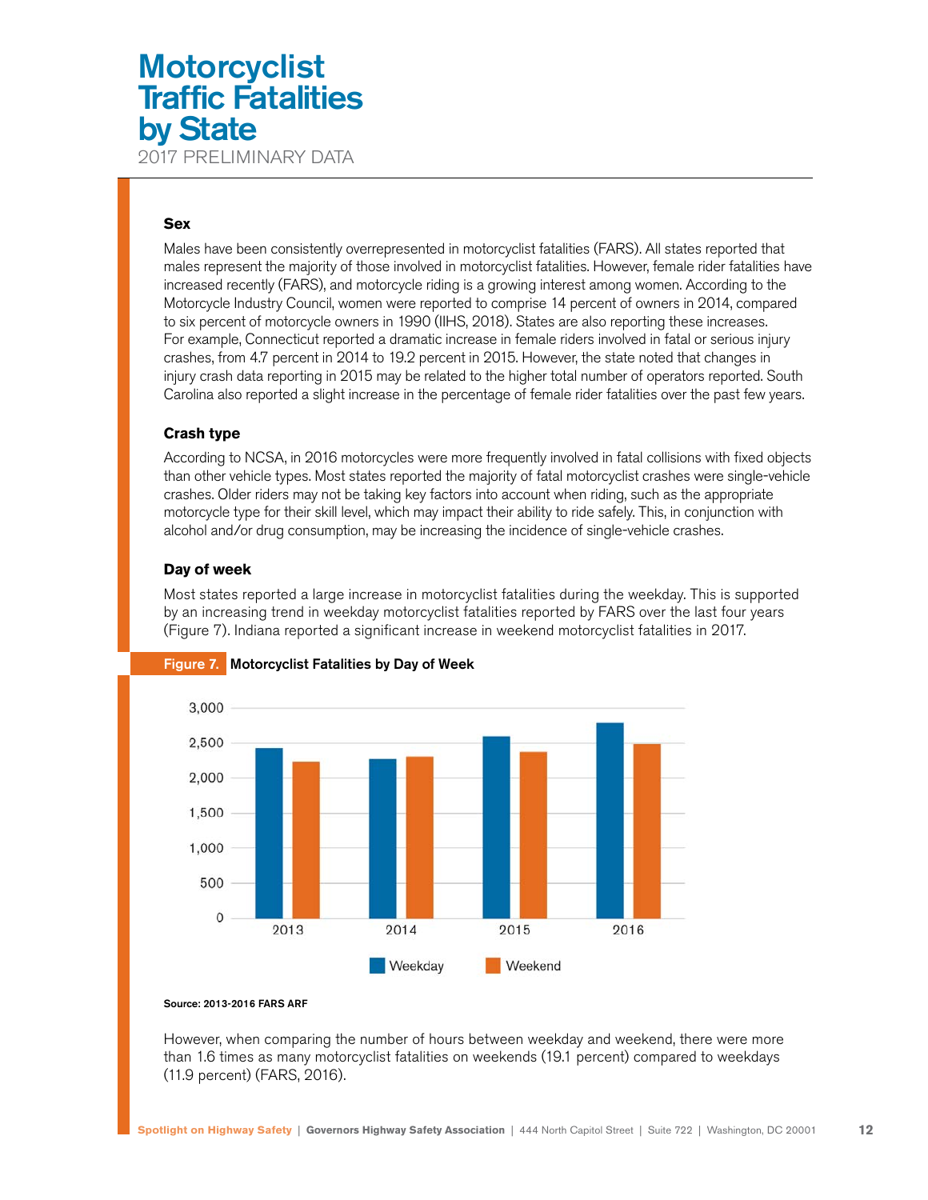# Motorcyclist Traffic Fatalities by State

2017 PRELIMINARY DATA

### Sex

Males have been consistently overrepresented in motorcyclist fatalities (FARS). All states reported that males represent the majority of those involved in motorcyclist fatalities. However, female rider fatalities have increased recently (FARS), and motorcycle riding is a growing interest among women. According to the Motorcycle Industry Council, women were reported to comprise 14 percent of owners in 2014, compared to six percent of motorcycle owners in 1990 (IIHS, 2018). States are also reporting these increases. For example, Connecticut reported a dramatic increase in female riders involved in fatal or serious injury crashes, from 4.7 percent in 2014 to 19.2 percent in 2015. However, the state noted that changes in injury crash data reporting in 2015 may be related to the higher total number of operators reported. South Carolina also reported a slight increase in the percentage of female rider fatalities over the past few years.

### Crash type

According to NCSA, in 2016 motorcycles were more frequently involved in fatal collisions with fixed objects than other vehicle types. Most states reported the majority of fatal motorcyclist crashes were single-vehicle crashes. Older riders may not be taking key factors into account when riding, such as the appropriate motorcycle type for their skill level, which may impact their ability to ride safely. This, in conjunction with alcohol and/or drug consumption, may be increasing the incidence of single-vehicle crashes.

### Day of week

Most states reported a large increase in motorcyclist fatalities during the weekday. This is supported by an increasing trend in weekday motorcyclist fatalities reported by FARS over the last four years (Figure 7). Indiana reported a significant increase in weekend motorcyclist fatalities in 2017.

**Figure 7.** **Motorcyclist Fatalities by Day of Week**

Source: 2013-2016 FARS ARF

However, when comparing the number of hours between weekday and weekend, there were more than 1.6 times as many motorcyclist fatalities on weekends (19.1 percent) compared to weekdays (11.9 percent) (FARS, 2016).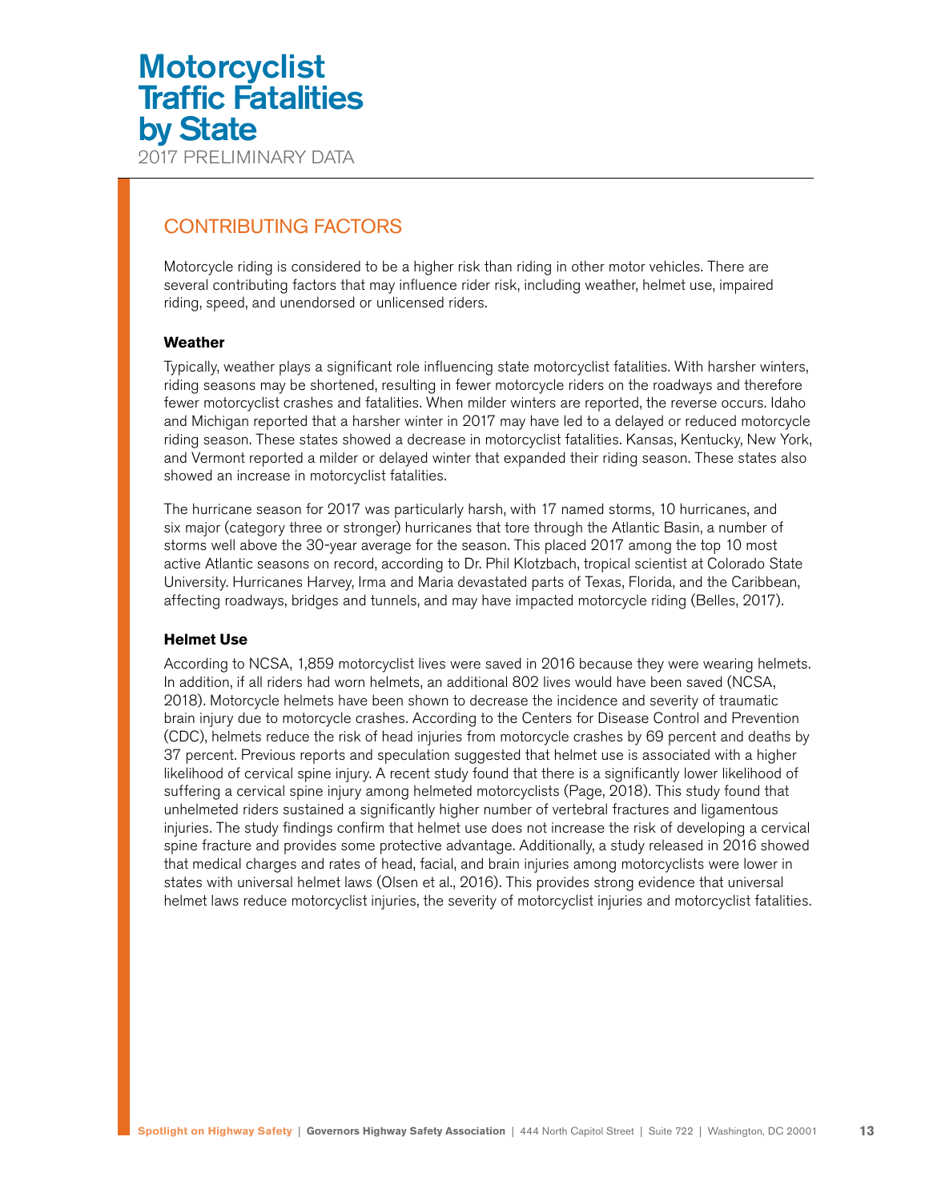# Motorcyclist Traffic Fatalities by State

2017 PRELIMINARY DATA

## CONTRIBUTING FACTORS

Motorcycle riding is considered to be a higher risk than riding in other motor vehicles. There are several contributing factors that may influence rider risk, including weather, helmet use, impaired riding, speed, and unendorsed or unlicensed riders.

### Weather

Typically, weather plays a significant role influencing state motorcyclist fatalities. With harsher winters, riding seasons may be shortened, resulting in fewer motorcycle riders on the roadways and therefore fewer motorcyclist crashes and fatalities. When milder winters are reported, the reverse occurs. Idaho and Michigan reported that a harsher winter in 2017 may have led to a delayed or reduced motorcycle riding season. These states showed a decrease in motorcyclist fatalities. Kansas, Kentucky, New York, and Vermont reported a milder or delayed winter that expanded their riding season. These states also showed an increase in motorcyclist fatalities.

The hurricane season for 2017 was particularly harsh, with 17 named storms, 10 hurricanes, and six major (category three or stronger) hurricanes that tore through the Atlantic Basin, a number of storms well above the 30-year average for the season. This placed 2017 among the top 10 most active Atlantic seasons on record, according to Dr. Phil Klotzbach, tropical scientist at Colorado State University. Hurricanes Harvey, Irma and Maria devastated parts of Texas, Florida, and the Caribbean, affecting roadways, bridges and tunnels, and may have impacted motorcycle riding (Belles, 2017).

### Helmet Use

According to NCSA, 1,859 motorcyclist lives were saved in 2016 because they were wearing helmets. In addition, if all riders had worn helmets, an additional 802 lives would have been saved (NCSA, 2018). Motorcycle helmets have been shown to decrease the incidence and severity of traumatic brain injury due to motorcycle crashes. According to the Centers for Disease Control and Prevention (CDC), helmets reduce the risk of head injuries from motorcycle crashes by 69 percent and deaths by 37 percent. Previous reports and speculation suggested that helmet use is associated with a higher likelihood of cervical spine injury. A recent study found that there is a significantly lower likelihood of suffering a cervical spine injury among helmeted motorcyclists (Page, 2018). This study found that unhelmeted riders sustained a significantly higher number of vertebral fractures and ligamentous injuries. The study findings confirm that helmet use does not increase the risk of developing a cervical spine fracture and provides some protective advantage. Additionally, a study released in 2016 showed that medical charges and rates of head, facial, and brain injuries among motorcyclists were lower in states with universal helmet laws (Olsen et al., 2016). This provides strong evidence that universal helmet laws reduce motorcyclist injuries, the severity of motorcyclist injuries and motorcyclist fatalities.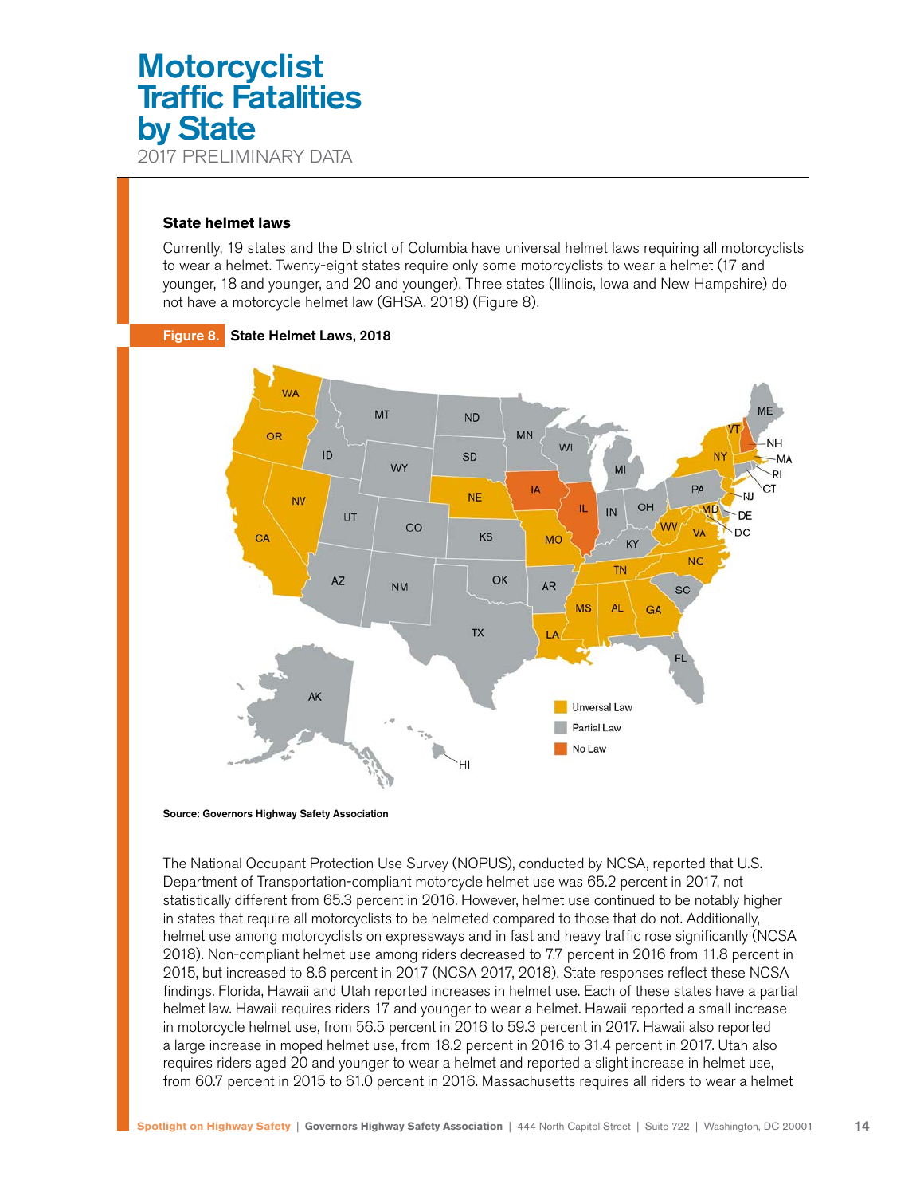# Motorcyclist Traffic Fatalities by State

2017 PRELIMINARY DATA

### State helmet laws

Currently, 19 states and the District of Columbia have universal helmet laws requiring all motorcyclists to wear a helmet. Twenty-eight states require only some motorcyclists to wear a helmet (17 and younger, 18 and younger, and 20 and younger). Three states (Illinois, Iowa and New Hampshire) do not have a motorcycle helmet law (GHSA, 2018) (Figure 8).

**Figure 8. State Helmet Laws, 2018**

Source: Governors Highway Safety Association

The National Occupant Protection Use Survey (NOPUS), conducted by NCSA, reported that U.S. Department of Transportation-compliant motorcycle helmet use was 65.2 percent in 2017, not statistically different from 65.3 percent in 2016. However, helmet use continued to be notably higher in states that require all motorcyclists to be helmeted compared to those that do not. Additionally, helmet use among motorcyclists on expressways and in fast and heavy traffic rose significantly (NCSA 2018). Non-compliant helmet use among riders decreased to 7.7 percent in 2016 from 11.8 percent in 2015, but increased to 8.6 percent in 2017 (NCSA 2017, 2018). State responses reflect these NCSA findings. Florida, Hawaii and Utah reported increases in helmet use. Each of these states have a partial helmet law. Hawaii requires riders 17 and younger to wear a helmet. Hawaii reported a small increase in motorcycle helmet use, from 56.5 percent in 2016 to 59.3 percent in 2017. Hawaii also reported a large increase in moped helmet use, from 18.2 percent in 2016 to 31.4 percent in 2017. Utah also requires riders aged 20 and younger to wear a helmet and reported a slight increase in helmet use, from 60.7 percent in 2015 to 61.0 percent in 2016. Massachusetts requires all riders to wear a helmet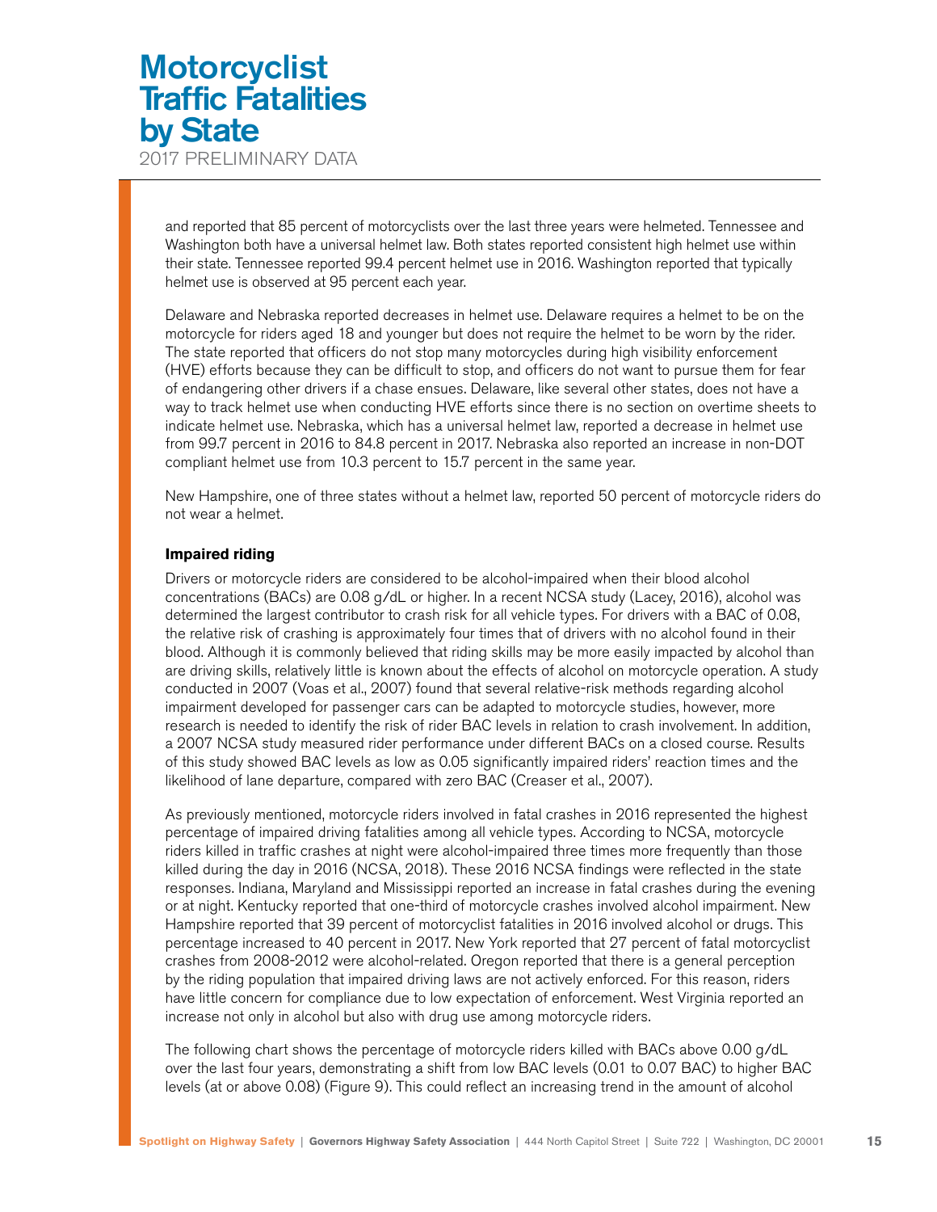and reported that 85 percent of motorcyclists over the last three years were helmeted. Tennessee and Washington both have a universal helmet law. Both states reported consistent high helmet use within their state. Tennessee reported 99.4 percent helmet use in 2016. Washington reported that typically helmet use is observed at 95 percent each year.

Delaware and Nebraska reported decreases in helmet use. Delaware requires a helmet to be on the motorcycle for riders aged 18 and younger but does not require the helmet to be worn by the rider. The state reported that officers do not stop many motorcycles during high visibility enforcement (HVE) efforts because they can be difficult to stop, and officers do not want to pursue them for fear of endangering other drivers if a chase ensues. Delaware, like several other states, does not have a way to track helmet use when conducting HVE efforts since there is no section on overtime sheets to indicate helmet use. Nebraska, which has a universal helmet law, reported a decrease in helmet use from 99.7 percent in 2016 to 84.8 percent in 2017. Nebraska also reported an increase in non-DOT compliant helmet use from 10.3 percent to 15.7 percent in the same year.

New Hampshire, one of three states without a helmet law, reported 50 percent of motorcycle riders do not wear a helmet.

### Impaired riding

Drivers or motorcycle riders are considered to be alcohol-impaired when their blood alcohol concentrations (BACs) are 0.08 g/dL or higher. In a recent NCSA study (Lacey, 2016), alcohol was determined the largest contributor to crash risk for all vehicle types. For drivers with a BAC of 0.08, the relative risk of crashing is approximately four times that of drivers with no alcohol found in their blood. Although it is commonly believed that riding skills may be more easily impacted by alcohol than are driving skills, relatively little is known about the effects of alcohol on motorcycle operation. A study conducted in 2007 (Voas et al., 2007) found that several relative-risk methods regarding alcohol impairment developed for passenger cars can be adapted to motorcycle studies, however, more research is needed to identify the risk of rider BAC levels in relation to crash involvement. In addition, a 2007 NCSA study measured rider performance under different BACs on a closed course. Results of this study showed BAC levels as low as 0.05 significantly impaired riders' reaction times and the likelihood of lane departure, compared with zero BAC (Creaser et al., 2007).

As previously mentioned, motorcycle riders involved in fatal crashes in 2016 represented the highest percentage of impaired driving fatalities among all vehicle types. According to NCSA, motorcycle riders killed in traffic crashes at night were alcohol-impaired three times more frequently than those killed during the day in 2016 (NCSA, 2018). These 2016 NCSA findings were reflected in the state responses. Indiana, Maryland and Mississippi reported an increase in fatal crashes during the evening or at night. Kentucky reported that one-third of motorcycle crashes involved alcohol impairment. New Hampshire reported that 39 percent of motorcyclist fatalities in 2016 involved alcohol or drugs. This percentage increased to 40 percent in 2017. New York reported that 27 percent of fatal motorcyclist crashes from 2008-2012 were alcohol-related. Oregon reported that there is a general perception by the riding population that impaired driving laws are not actively enforced. For this reason, riders have little concern for compliance due to low expectation of enforcement. West Virginia reported an increase not only in alcohol but also with drug use among motorcycle riders.

The following chart shows the percentage of motorcycle riders killed with BACs above 0.00 g/dL over the last four years, demonstrating a shift from low BAC levels (0.01 to 0.07 BAC) to higher BAC levels (at or above 0.08) (Figure 9). This could reflect an increasing trend in the amount of alcohol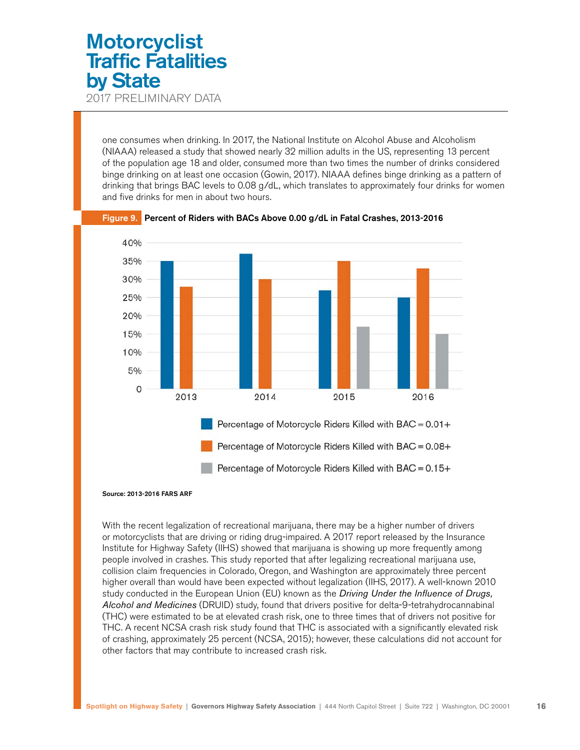one consumes when drinking. In 2017, the National Institute on Alcohol Abuse and Alcoholism (NIAAA) released a study that showed nearly 32 million adults in the US, representing 13 percent of the population age 18 and older, consumed more than two times the number of drinks considered binge drinking on at least one occasion (Gowin, 2017). NIAAA defines binge drinking as a pattern of drinking that brings BAC levels to 0.08 g/dL, which translates to approximately four drinks for women and five drinks for men in about two hours.

**Figure 9.** **Percent of Riders with BACs Above 0.00 g/dL in Fatal Crashes, 2013-2016**

Source: 2013-2016 FARS ARF

With the recent legalization of recreational marijuana, there may be a higher number of drivers or motorcyclists that are driving or riding drug-impaired. A 2017 report released by the Insurance Institute for Highway Safety (IIHS) showed that marijuana is showing up more frequently among people involved in crashes. This study reported that after legalizing recreational marijuana use, collision claim frequencies in Colorado, Oregon, and Washington are approximately three percent higher overall than would have been expected without legalization (IIHS, 2017). A well-known 2010 study conducted in the European Union (EU) known as the *Driving Under the Influence of Drugs, Alcohol and Medicines* (DRUID) study, found that drivers positive for delta-9-tetrahydrocannabinal (THC) were estimated to be at elevated crash risk, one to three times that of drivers not positive for THC. A recent NCSA crash risk study found that THC is associated with a significantly elevated risk of crashing, approximately 25 percent (NCSA, 2015); however, these calculations did not account for other factors that may contribute to increased crash risk.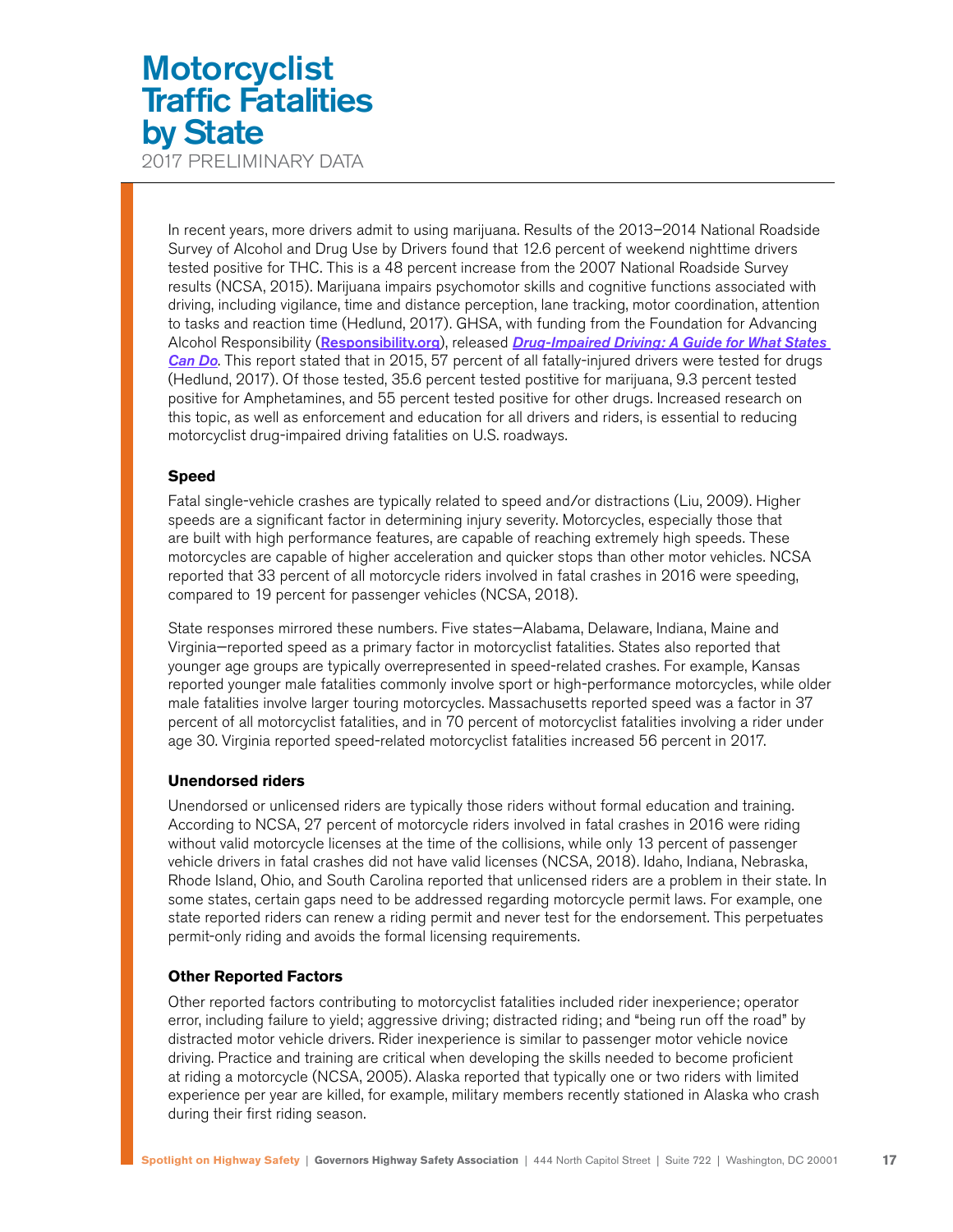# Motorcyclist Traffic Fatalities by State

2017 PRELIMINARY DATA

In recent years, more drivers admit to using marijuana. Results of the 2013–2014 National Roadside Survey of Alcohol and Drug Use by Drivers found that 12.6 percent of weekend nighttime drivers tested positive for THC. This is a 48 percent increase from the 2007 National Roadside Survey results (NCSA, 2015). Marijuana impairs psychomotor skills and cognitive functions associated with driving, including vigilance, time and distance perception, lane tracking, motor coordination, attention to tasks and reaction time (Hedlund, 2017). GHSA, with funding from the Foundation for Advancing Alcohol Responsibility (**Responsibility.org**), released ***Drug-Impaired Driving: A Guide for What States Can Do***. This report stated that in 2015, 57 percent of all fatally-injured drivers were tested for drugs (Hedlund, 2017). Of those tested, 35.6 percent tested postitive for marijuana, 9.3 percent tested positive for Amphetamines, and 55 percent tested positive for other drugs. Increased research on this topic, as well as enforcement and education for all drivers and riders, is essential to reducing motorcyclist drug-impaired driving fatalities on U.S. roadways.

### Speed

Fatal single-vehicle crashes are typically related to speed and/or distractions (Liu, 2009). Higher speeds are a significant factor in determining injury severity. Motorcycles, especially those that are built with high performance features, are capable of reaching extremely high speeds. These motorcycles are capable of higher acceleration and quicker stops than other motor vehicles. NCSA reported that 33 percent of all motorcycle riders involved in fatal crashes in 2016 were speeding, compared to 19 percent for passenger vehicles (NCSA, 2018).

State responses mirrored these numbers. Five states—Alabama, Delaware, Indiana, Maine and Virginia—reported speed as a primary factor in motorcyclist fatalities. States also reported that younger age groups are typically overrepresented in speed-related crashes. For example, Kansas reported younger male fatalities commonly involve sport or high-performance motorcycles, while older male fatalities involve larger touring motorcycles. Massachusetts reported speed was a factor in 37 percent of all motorcyclist fatalities, and in 70 percent of motorcyclist fatalities involving a rider under age 30. Virginia reported speed-related motorcyclist fatalities increased 56 percent in 2017.

### Unendorsed riders

Unendorsed or unlicensed riders are typically those riders without formal education and training. According to NCSA, 27 percent of motorcycle riders involved in fatal crashes in 2016 were riding without valid motorcycle licenses at the time of the collisions, while only 13 percent of passenger vehicle drivers in fatal crashes did not have valid licenses (NCSA, 2018). Idaho, Indiana, Nebraska, Rhode Island, Ohio, and South Carolina reported that unlicensed riders are a problem in their state. In some states, certain gaps need to be addressed regarding motorcycle permit laws. For example, one state reported riders can renew a riding permit and never test for the endorsement. This perpetuates permit-only riding and avoids the formal licensing requirements.

### Other Reported Factors

Other reported factors contributing to motorcyclist fatalities included rider inexperience; operator error, including failure to yield; aggressive driving; distracted riding; and "being run off the road" by distracted motor vehicle drivers. Rider inexperience is similar to passenger motor vehicle novice driving. Practice and training are critical when developing the skills needed to become proficient at riding a motorcycle (NCSA, 2005). Alaska reported that typically one or two riders with limited experience per year are killed, for example, military members recently stationed in Alaska who crash during their first riding season.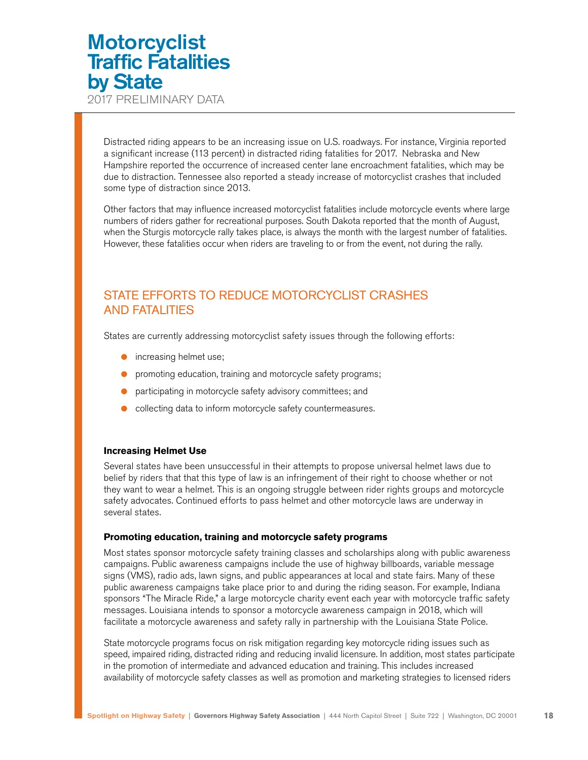# Motorcyclist Traffic Fatalities by State

2017 PRELIMINARY DATA

Distracted riding appears to be an increasing issue on U.S. roadways. For instance, Virginia reported a significant increase (113 percent) in distracted riding fatalities for 2017. Nebraska and New Hampshire reported the occurrence of increased center lane encroachment fatalities, which may be due to distraction. Tennessee also reported a steady increase of motorcyclist crashes that included some type of distraction since 2013.

Other factors that may influence increased motorcyclist fatalities include motorcycle events where large numbers of riders gather for recreational purposes. South Dakota reported that the month of August, when the Sturgis motorcycle rally takes place, is always the month with the largest number of fatalities. However, these fatalities occur when riders are traveling to or from the event, not during the rally.

## STATE EFFORTS TO REDUCE MOTORCYCLIST CRASHES AND FATALITIES

States are currently addressing motorcyclist safety issues through the following efforts:

- increasing helmet use;
- promoting education, training and motorcycle safety programs;
- participating in motorcycle safety advisory committees; and
- collecting data to inform motorcycle safety countermeasures.

### Increasing Helmet Use

Several states have been unsuccessful in their attempts to propose universal helmet laws due to belief by riders that that this type of law is an infringement of their right to choose whether or not they want to wear a helmet. This is an ongoing struggle between rider rights groups and motorcycle safety advocates. Continued efforts to pass helmet and other motorcycle laws are underway in several states.

### Promoting education, training and motorcycle safety programs

Most states sponsor motorcycle safety training classes and scholarships along with public awareness campaigns. Public awareness campaigns include the use of highway billboards, variable message signs (VMS), radio ads, lawn signs, and public appearances at local and state fairs. Many of these public awareness campaigns take place prior to and during the riding season. For example, Indiana sponsors "The Miracle Ride," a large motorcycle charity event each year with motorcycle traffic safety messages. Louisiana intends to sponsor a motorcycle awareness campaign in 2018, which will facilitate a motorcycle awareness and safety rally in partnership with the Louisiana State Police.

State motorcycle programs focus on risk mitigation regarding key motorcycle riding issues such as speed, impaired riding, distracted riding and reducing invalid licensure. In addition, most states participate in the promotion of intermediate and advanced education and training. This includes increased availability of motorcycle safety classes as well as promotion and marketing strategies to licensed riders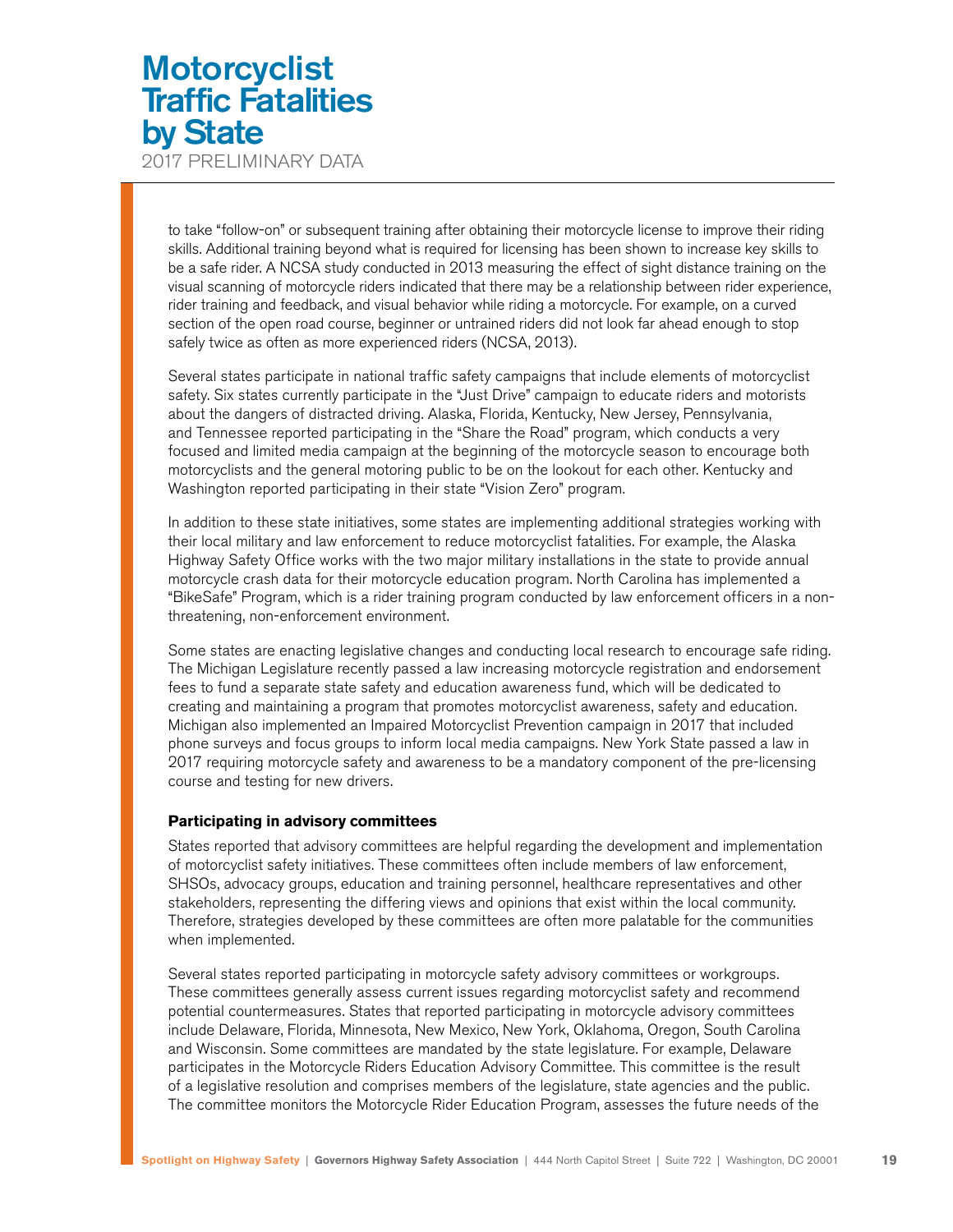to take "follow-on" or subsequent training after obtaining their motorcycle license to improve their riding skills. Additional training beyond what is required for licensing has been shown to increase key skills to be a safe rider. A NCSA study conducted in 2013 measuring the effect of sight distance training on the visual scanning of motorcycle riders indicated that there may be a relationship between rider experience, rider training and feedback, and visual behavior while riding a motorcycle. For example, on a curved section of the open road course, beginner or untrained riders did not look far ahead enough to stop safely twice as often as more experienced riders (NCSA, 2013).

Several states participate in national traffic safety campaigns that include elements of motorcyclist safety. Six states currently participate in the "Just Drive" campaign to educate riders and motorists about the dangers of distracted driving. Alaska, Florida, Kentucky, New Jersey, Pennsylvania, and Tennessee reported participating in the "Share the Road" program, which conducts a very focused and limited media campaign at the beginning of the motorcycle season to encourage both motorcyclists and the general motoring public to be on the lookout for each other. Kentucky and Washington reported participating in their state "Vision Zero" program.

In addition to these state initiatives, some states are implementing additional strategies working with their local military and law enforcement to reduce motorcyclist fatalities. For example, the Alaska Highway Safety Office works with the two major military installations in the state to provide annual motorcycle crash data for their motorcycle education program. North Carolina has implemented a "BikeSafe" Program, which is a rider training program conducted by law enforcement officers in a non-threatening, non-enforcement environment.

Some states are enacting legislative changes and conducting local research to encourage safe riding. The Michigan Legislature recently passed a law increasing motorcycle registration and endorsement fees to fund a separate state safety and education awareness fund, which will be dedicated to creating and maintaining a program that promotes motorcyclist awareness, safety and education. Michigan also implemented an Impaired Motorcyclist Prevention campaign in 2017 that included phone surveys and focus groups to inform local media campaigns. New York State passed a law in 2017 requiring motorcycle safety and awareness to be a mandatory component of the pre-licensing course and testing for new drivers.

### Participating in advisory committees

States reported that advisory committees are helpful regarding the development and implementation of motorcyclist safety initiatives. These committees often include members of law enforcement, SHSOs, advocacy groups, education and training personnel, healthcare representatives and other stakeholders, representing the differing views and opinions that exist within the local community. Therefore, strategies developed by these committees are often more palatable for the communities when implemented.

Several states reported participating in motorcycle safety advisory committees or workgroups. These committees generally assess current issues regarding motorcyclist safety and recommend potential countermeasures. States that reported participating in motorcycle advisory committees include Delaware, Florida, Minnesota, New Mexico, New York, Oklahoma, Oregon, South Carolina and Wisconsin. Some committees are mandated by the state legislature. For example, Delaware participates in the Motorcycle Riders Education Advisory Committee. This committee is the result of a legislative resolution and comprises members of the legislature, state agencies and the public. The committee monitors the Motorcycle Rider Education Program, assesses the future needs of the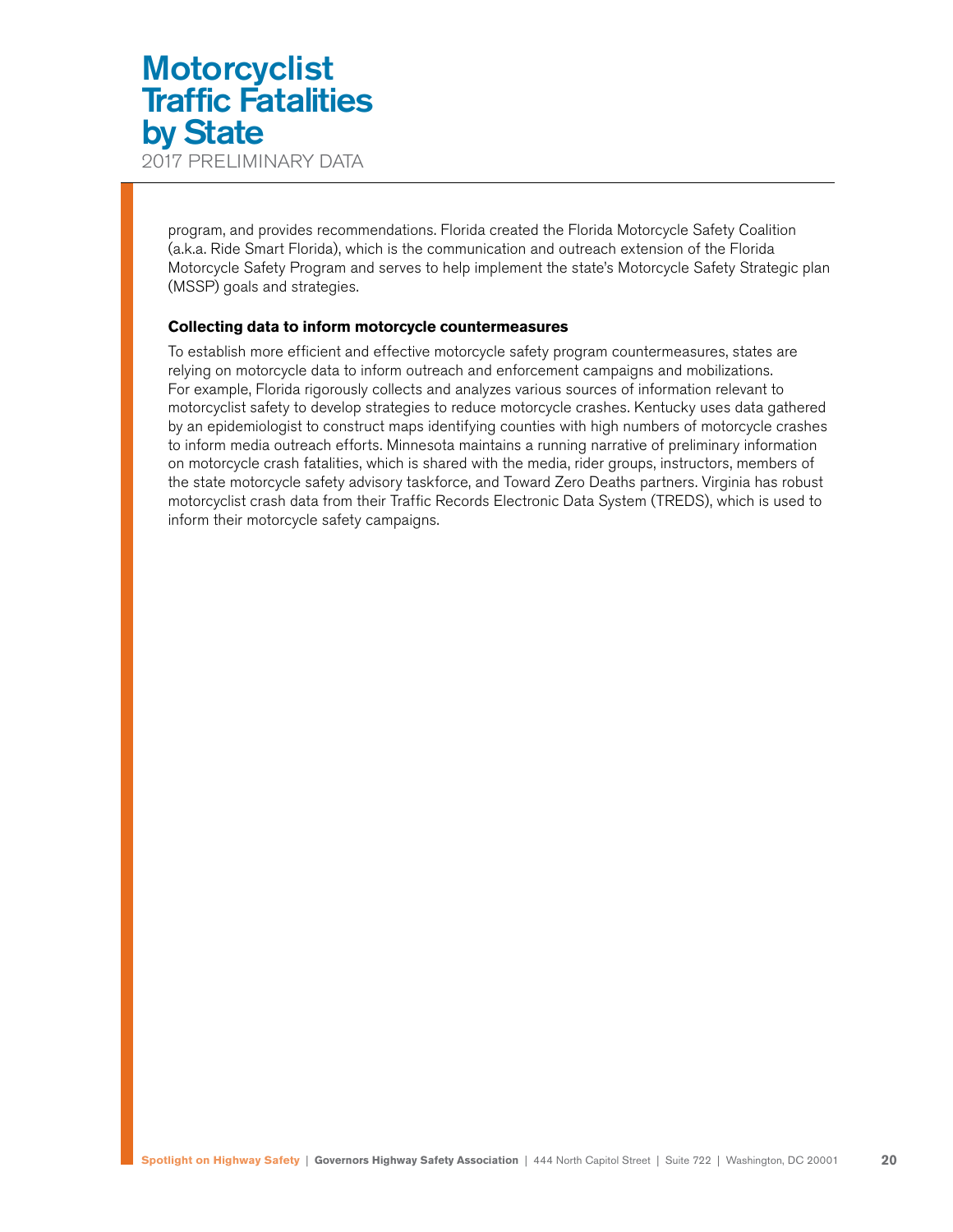program, and provides recommendations. Florida created the Florida Motorcycle Safety Coalition (a.k.a. Ride Smart Florida), which is the communication and outreach extension of the Florida Motorcycle Safety Program and serves to help implement the state's Motorcycle Safety Strategic plan (MSSP) goals and strategies.

**Collecting data to inform motorcycle countermeasures**

To establish more efficient and effective motorcycle safety program countermeasures, states are relying on motorcycle data to inform outreach and enforcement campaigns and mobilizations. For example, Florida rigorously collects and analyzes various sources of information relevant to motorcyclist safety to develop strategies to reduce motorcycle crashes. Kentucky uses data gathered by an epidemiologist to construct maps identifying counties with high numbers of motorcycle crashes to inform media outreach efforts. Minnesota maintains a running narrative of preliminary information on motorcycle crash fatalities, which is shared with the media, rider groups, instructors, members of the state motorcycle safety advisory taskforce, and Toward Zero Deaths partners. Virginia has robust motorcyclist crash data from their Traffic Records Electronic Data System (TREDS), which is used to inform their motorcycle safety campaigns.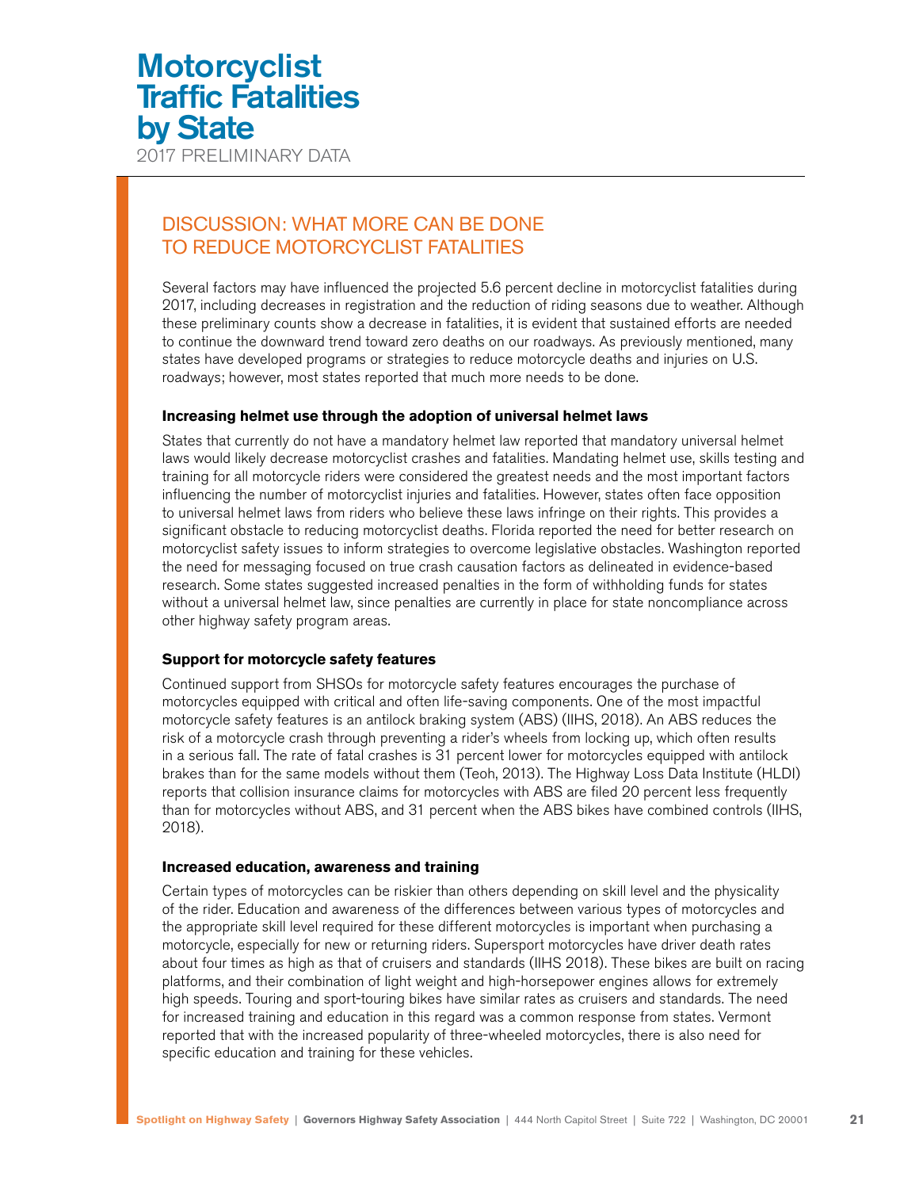# Motorcyclist Traffic Fatalities by State

2017 PRELIMINARY DATA

## DISCUSSION: WHAT MORE CAN BE DONE TO REDUCE MOTORCYCLIST FATALITIES

Several factors may have influenced the projected 5.6 percent decline in motorcyclist fatalities during 2017, including decreases in registration and the reduction of riding seasons due to weather. Although these preliminary counts show a decrease in fatalities, it is evident that sustained efforts are needed to continue the downward trend toward zero deaths on our roadways. As previously mentioned, many states have developed programs or strategies to reduce motorcycle deaths and injuries on U.S. roadways; however, most states reported that much more needs to be done.

### Increasing helmet use through the adoption of universal helmet laws

States that currently do not have a mandatory helmet law reported that mandatory universal helmet laws would likely decrease motorcyclist crashes and fatalities. Mandating helmet use, skills testing and training for all motorcycle riders were considered the greatest needs and the most important factors influencing the number of motorcyclist injuries and fatalities. However, states often face opposition to universal helmet laws from riders who believe these laws infringe on their rights. This provides a significant obstacle to reducing motorcyclist deaths. Florida reported the need for better research on motorcyclist safety issues to inform strategies to overcome legislative obstacles. Washington reported the need for messaging focused on true crash causation factors as delineated in evidence-based research. Some states suggested increased penalties in the form of withholding funds for states without a universal helmet law, since penalties are currently in place for state noncompliance across other highway safety program areas.

### Support for motorcycle safety features

Continued support from SHSOs for motorcycle safety features encourages the purchase of motorcycles equipped with critical and often life-saving components. One of the most impactful motorcycle safety features is an antilock braking system (ABS) (IIHS, 2018). An ABS reduces the risk of a motorcycle crash through preventing a rider's wheels from locking up, which often results in a serious fall. The rate of fatal crashes is 31 percent lower for motorcycles equipped with antilock brakes than for the same models without them (Teoh, 2013). The Highway Loss Data Institute (HLDI) reports that collision insurance claims for motorcycles with ABS are filed 20 percent less frequently than for motorcycles without ABS, and 31 percent when the ABS bikes have combined controls (IIHS, 2018).

### Increased education, awareness and training

Certain types of motorcycles can be riskier than others depending on skill level and the physicality of the rider. Education and awareness of the differences between various types of motorcycles and the appropriate skill level required for these different motorcycles is important when purchasing a motorcycle, especially for new or returning riders. Supersport motorcycles have driver death rates about four times as high as that of cruisers and standards (IIHS 2018). These bikes are built on racing platforms, and their combination of light weight and high-horsepower engines allows for extremely high speeds. Touring and sport-touring bikes have similar rates as cruisers and standards. The need for increased training and education in this regard was a common response from states. Vermont reported that with the increased popularity of three-wheeled motorcycles, there is also need for specific education and training for these vehicles.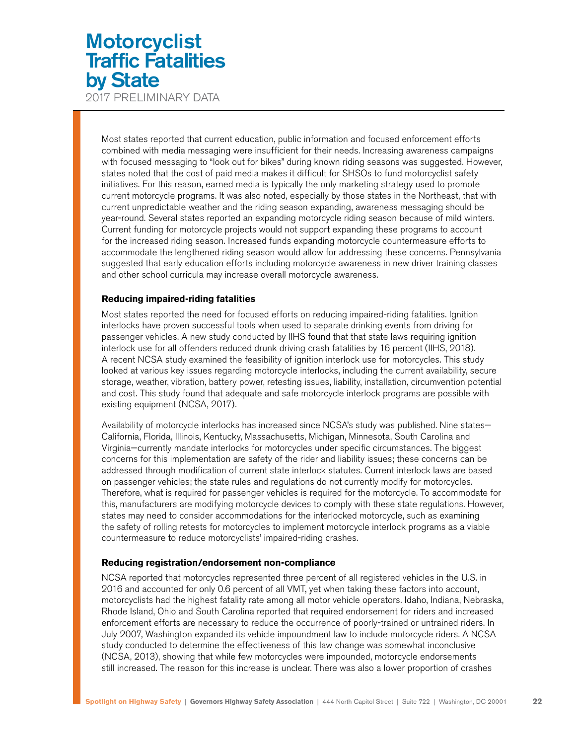# Motorcyclist Traffic Fatalities by State

2017 PRELIMINARY DATA

Most states reported that current education, public information and focused enforcement efforts combined with media messaging were insufficient for their needs. Increasing awareness campaigns with focused messaging to "look out for bikes" during known riding seasons was suggested. However, states noted that the cost of paid media makes it difficult for SHSOs to fund motorcyclist safety initiatives. For this reason, earned media is typically the only marketing strategy used to promote current motorcycle programs. It was also noted, especially by those states in the Northeast, that with current unpredictable weather and the riding season expanding, awareness messaging should be year-round. Several states reported an expanding motorcycle riding season because of mild winters. Current funding for motorcycle projects would not support expanding these programs to account for the increased riding season. Increased funds expanding motorcycle countermeasure efforts to accommodate the lengthened riding season would allow for addressing these concerns. Pennsylvania suggested that early education efforts including motorcycle awareness in new driver training classes and other school curricula may increase overall motorcycle awareness.

### Reducing impaired-riding fatalities

Most states reported the need for focused efforts on reducing impaired-riding fatalities. Ignition interlocks have proven successful tools when used to separate drinking events from driving for passenger vehicles. A new study conducted by IIHS found that that state laws requiring ignition interlock use for all offenders reduced drunk driving crash fatalities by 16 percent (IIHS, 2018). A recent NCSA study examined the feasibility of ignition interlock use for motorcycles. This study looked at various key issues regarding motorcycle interlocks, including the current availability, secure storage, weather, vibration, battery power, retesting issues, liability, installation, circumvention potential and cost. This study found that adequate and safe motorcycle interlock programs are possible with existing equipment (NCSA, 2017).

Availability of motorcycle interlocks has increased since NCSA's study was published. Nine states—California, Florida, Illinois, Kentucky, Massachusetts, Michigan, Minnesota, South Carolina and Virginia—currently mandate interlocks for motorcycles under specific circumstances. The biggest concerns for this implementation are safety of the rider and liability issues; these concerns can be addressed through modification of current state interlock statutes. Current interlock laws are based on passenger vehicles; the state rules and regulations do not currently modify for motorcycles. Therefore, what is required for passenger vehicles is required for the motorcycle. To accommodate for this, manufacturers are modifying motorcycle devices to comply with these state regulations. However, states may need to consider accommodations for the interlocked motorcycle, such as examining the safety of rolling retests for motorcycles to implement motorcycle interlock programs as a viable countermeasure to reduce motorcyclists' impaired-riding crashes.

### Reducing registration/endorsement non-compliance

NCSA reported that motorcycles represented three percent of all registered vehicles in the U.S. in 2016 and accounted for only 0.6 percent of all VMT, yet when taking these factors into account, motorcyclists had the highest fatality rate among all motor vehicle operators. Idaho, Indiana, Nebraska, Rhode Island, Ohio and South Carolina reported that required endorsement for riders and increased enforcement efforts are necessary to reduce the occurrence of poorly-trained or untrained riders. In July 2007, Washington expanded its vehicle impoundment law to include motorcycle riders. A NCSA study conducted to determine the effectiveness of this law change was somewhat inconclusive (NCSA, 2013), showing that while few motorcycles were impounded, motorcycle endorsements still increased. The reason for this increase is unclear. There was also a lower proportion of crashes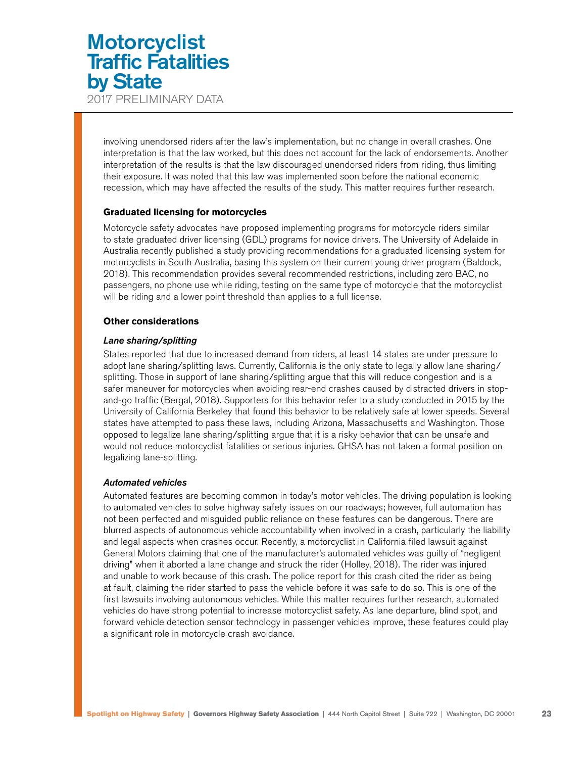involving unendorsed riders after the law's implementation, but no change in overall crashes. One interpretation is that the law worked, but this does not account for the lack of endorsements. Another interpretation of the results is that the law discouraged unendorsed riders from riding, thus limiting their exposure. It was noted that this law was implemented soon before the national economic recession, which may have affected the results of the study. This matter requires further research.

### Graduated licensing for motorcycles

Motorcycle safety advocates have proposed implementing programs for motorcycle riders similar to state graduated driver licensing (GDL) programs for novice drivers. The University of Adelaide in Australia recently published a study providing recommendations for a graduated licensing system for motorcyclists in South Australia, basing this system on their current young driver program (Baldock, 2018). This recommendation provides several recommended restrictions, including zero BAC, no passengers, no phone use while riding, testing on the same type of motorcycle that the motorcyclist will be riding and a lower point threshold than applies to a full license.

### Other considerations

#### *Lane sharing/splitting*

States reported that due to increased demand from riders, at least 14 states are under pressure to adopt lane sharing/splitting laws. Currently, California is the only state to legally allow lane sharing/splitting. Those in support of lane sharing/splitting argue that this will reduce congestion and is a safer maneuver for motorcycles when avoiding rear-end crashes caused by distracted drivers in stop-and-go traffic (Bergal, 2018). Supporters for this behavior refer to a study conducted in 2015 by the University of California Berkeley that found this behavior to be relatively safe at lower speeds. Several states have attempted to pass these laws, including Arizona, Massachusetts and Washington. Those opposed to legalize lane sharing/splitting argue that it is a risky behavior that can be unsafe and would not reduce motorcyclist fatalities or serious injuries. GHSA has not taken a formal position on legalizing lane-splitting.

#### *Automated vehicles*

Automated features are becoming common in today's motor vehicles. The driving population is looking to automated vehicles to solve highway safety issues on our roadways; however, full automation has not been perfected and misguided public reliance on these features can be dangerous. There are blurred aspects of autonomous vehicle accountability when involved in a crash, particularly the liability and legal aspects when crashes occur. Recently, a motorcyclist in California filed lawsuit against General Motors claiming that one of the manufacturer's automated vehicles was guilty of "negligent driving" when it aborted a lane change and struck the rider (Holley, 2018). The rider was injured and unable to work because of this crash. The police report for this crash cited the rider as being at fault, claiming the rider started to pass the vehicle before it was safe to do so. This is one of the first lawsuits involving autonomous vehicles. While this matter requires further research, automated vehicles do have strong potential to increase motorcyclist safety. As lane departure, blind spot, and forward vehicle detection sensor technology in passenger vehicles improve, these features could play a significant role in motorcycle crash avoidance.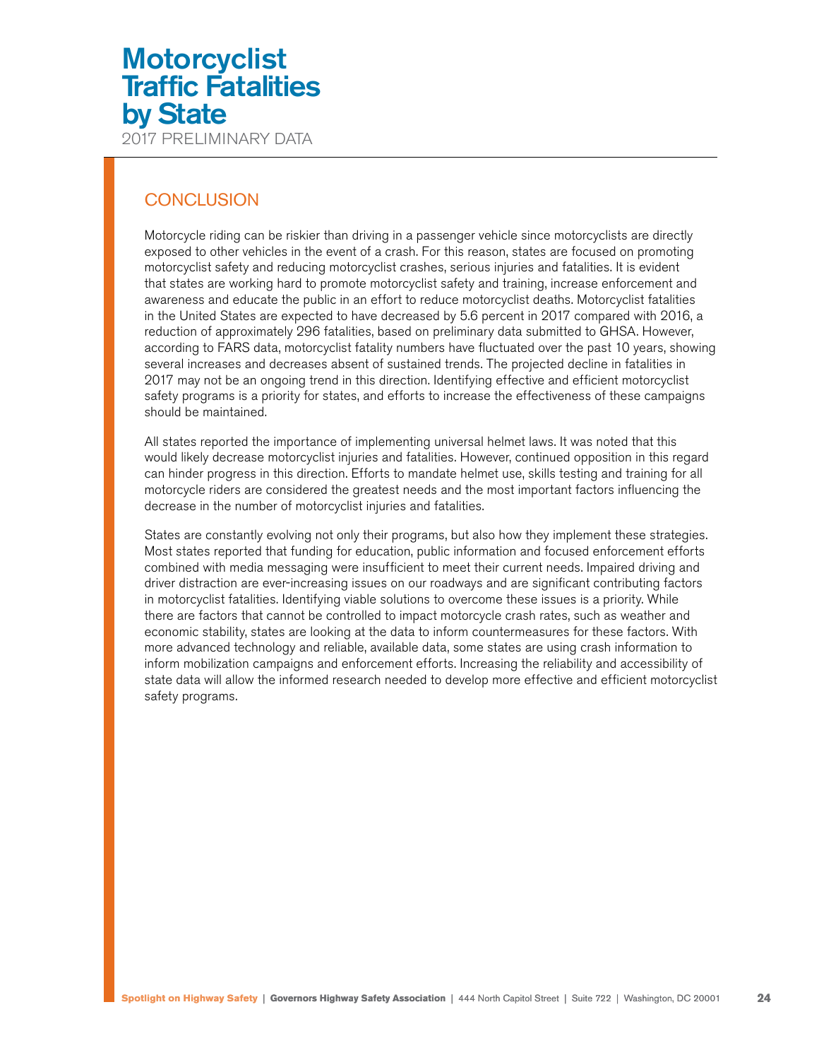# Motorcyclist Traffic Fatalities by State

2017 PRELIMINARY DATA

## CONCLUSION

Motorcycle riding can be riskier than driving in a passenger vehicle since motorcyclists are directly exposed to other vehicles in the event of a crash. For this reason, states are focused on promoting motorcyclist safety and reducing motorcyclist crashes, serious injuries and fatalities. It is evident that states are working hard to promote motorcyclist safety and training, increase enforcement and awareness and educate the public in an effort to reduce motorcyclist deaths. Motorcyclist fatalities in the United States are expected to have decreased by 5.6 percent in 2017 compared with 2016, a reduction of approximately 296 fatalities, based on preliminary data submitted to GHSA. However, according to FARS data, motorcyclist fatality numbers have fluctuated over the past 10 years, showing several increases and decreases absent of sustained trends. The projected decline in fatalities in 2017 may not be an ongoing trend in this direction. Identifying effective and efficient motorcyclist safety programs is a priority for states, and efforts to increase the effectiveness of these campaigns should be maintained.

All states reported the importance of implementing universal helmet laws. It was noted that this would likely decrease motorcyclist injuries and fatalities. However, continued opposition in this regard can hinder progress in this direction. Efforts to mandate helmet use, skills testing and training for all motorcycle riders are considered the greatest needs and the most important factors influencing the decrease in the number of motorcyclist injuries and fatalities.

States are constantly evolving not only their programs, but also how they implement these strategies. Most states reported that funding for education, public information and focused enforcement efforts combined with media messaging were insufficient to meet their current needs. Impaired driving and driver distraction are ever-increasing issues on our roadways and are significant contributing factors in motorcyclist fatalities. Identifying viable solutions to overcome these issues is a priority. While there are factors that cannot be controlled to impact motorcycle crash rates, such as weather and economic stability, states are looking at the data to inform countermeasures for these factors. With more advanced technology and reliable, available data, some states are using crash information to inform mobilization campaigns and enforcement efforts. Increasing the reliability and accessibility of state data will allow the informed research needed to develop more effective and efficient motorcyclist safety programs.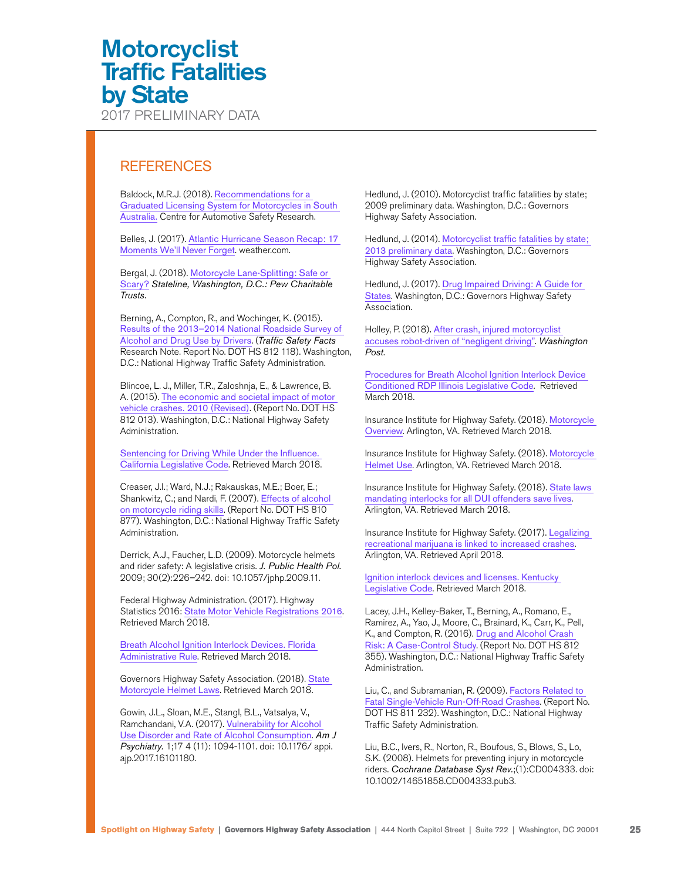# REFERENCES

Baldock, M.R.J. (2018). Recommendations for a Graduated Licensing System for Motorcycles in South Australia. Centre for Automotive Safety Research.

Belles, J. (2017). Atlantic Hurricane Season Recap: 17 Moments We'll Never Forget. weather.com.

Bergal, J. (2018). Motorcycle Lane-Splitting: Safe or Scary? *Stateline, Washington, D.C.: Pew Charitable Trusts.*

Berning, A., Compton, R., and Wochinger, K. (2015). Results of the 2013–2014 National Roadside Survey of Alcohol and Drug Use by Drivers. (*Traffic Safety Facts* Research Note. Report No. DOT HS 812 118). Washington, D.C.: National Highway Traffic Safety Administration.

Blincoe, L. J., Miller, T.R., Zaloshnja, E., & Lawrence, B. A. (2015). The economic and societal impact of motor vehicle crashes. 2010 (Revised). (Report No. DOT HS 812 013). Washington, D.C.: National Highway Safety Administration.

Sentencing for Driving While Under the Influence. California Legislative Code. Retrieved March 2018.

Creaser, J.I.; Ward, N.J.; Rakauskas, M.E.; Boer, E.; Shankwitz, C.; and Nardi, F. (2007). Effects of alcohol on motorcycle riding skills. (Report No. DOT HS 810 877). Washington, D.C.: National Highway Traffic Safety Administration.

Derrick, A.J., Faucher, L.D. (2009). Motorcycle helmets and rider safety: A legislative crisis. *J. Public Health Pol.* 2009; 30(2):226–242. doi: 10.1057/jphp.2009.11.

Federal Highway Administration. (2017). Highway Statistics 2016: State Motor Vehicle Registrations 2016. Retrieved March 2018.

Breath Alcohol Ignition Interlock Devices. Florida Administrative Rule. Retrieved March 2018.

Governors Highway Safety Association. (2018). State Motorcycle Helmet Laws. Retrieved March 2018.

Gowin, J.L., Sloan, M.E., Stangl, B.L., Vatsalya, V., Ramchandani, V.A. (2017). Vulnerability for Alcohol Use Disorder and Rate of Alcohol Consumption. *Am J Psychiatry.* 1;17 4 (11): 1094-1101. doi: 10.1176/ appi. ajp.2017.16101180.

Hedlund, J. (2010). Motorcyclist traffic fatalities by state; 2009 preliminary data. Washington, D.C.: Governors Highway Safety Association.

Hedlund, J. (2014). Motorcyclist traffic fatalities by state; 2013 preliminary data. Washington, D.C.: Governors Highway Safety Association.

Hedlund, J. (2017). Drug Impaired Driving: A Guide for States. Washington, D.C.: Governors Highway Safety Association.

Holley, P. (2018). After crash, injured motorcyclist accuses robot-driven of "negligent driving". *Washington Post.*

Procedures for Breath Alcohol Ignition Interlock Device Conditioned RDP Illinois Legislative Code. Retrieved March 2018.

Insurance Institute for Highway Safety. (2018). Motorcycle Overview. Arlington, VA. Retrieved March 2018.

Insurance Institute for Highway Safety. (2018). Motorcycle Helmet Use. Arlington, VA. Retrieved March 2018.

Insurance Institute for Highway Safety. (2018). State laws mandating interlocks for all DUI offenders save lives. Arlington, VA. Retrieved March 2018.

Insurance Institute for Highway Safety. (2017). Legalizing recreational marijuana is linked to increased crashes. Arlington, VA. Retrieved April 2018.

Ignition interlock devices and licenses. Kentucky Legislative Code. Retrieved March 2018.

Lacey, J.H., Kelley-Baker, T., Berning, A., Romano, E., Ramirez, A., Yao, J., Moore, C., Brainard, K., Carr, K., Pell, K., and Compton, R. (2016). Drug and Alcohol Crash Risk: A Case-Control Study. (Report No. DOT HS 812 355). Washington, D.C.: National Highway Traffic Safety Administration.

Liu, C., and Subramanian, R. (2009). Factors Related to Fatal Single-Vehicle Run-Off-Road Crashes. (Report No. DOT HS 811 232). Washington, D.C.: National Highway Traffic Safety Administration.

Liu, B.C., Ivers, R., Norton, R., Boufous, S., Blows, S., Lo, S.K. (2008). Helmets for preventing injury in motorcycle riders. *Cochrane Database Syst Rev.*;(1):CD004333. doi: 10.1002/14651858.CD004333.pub3.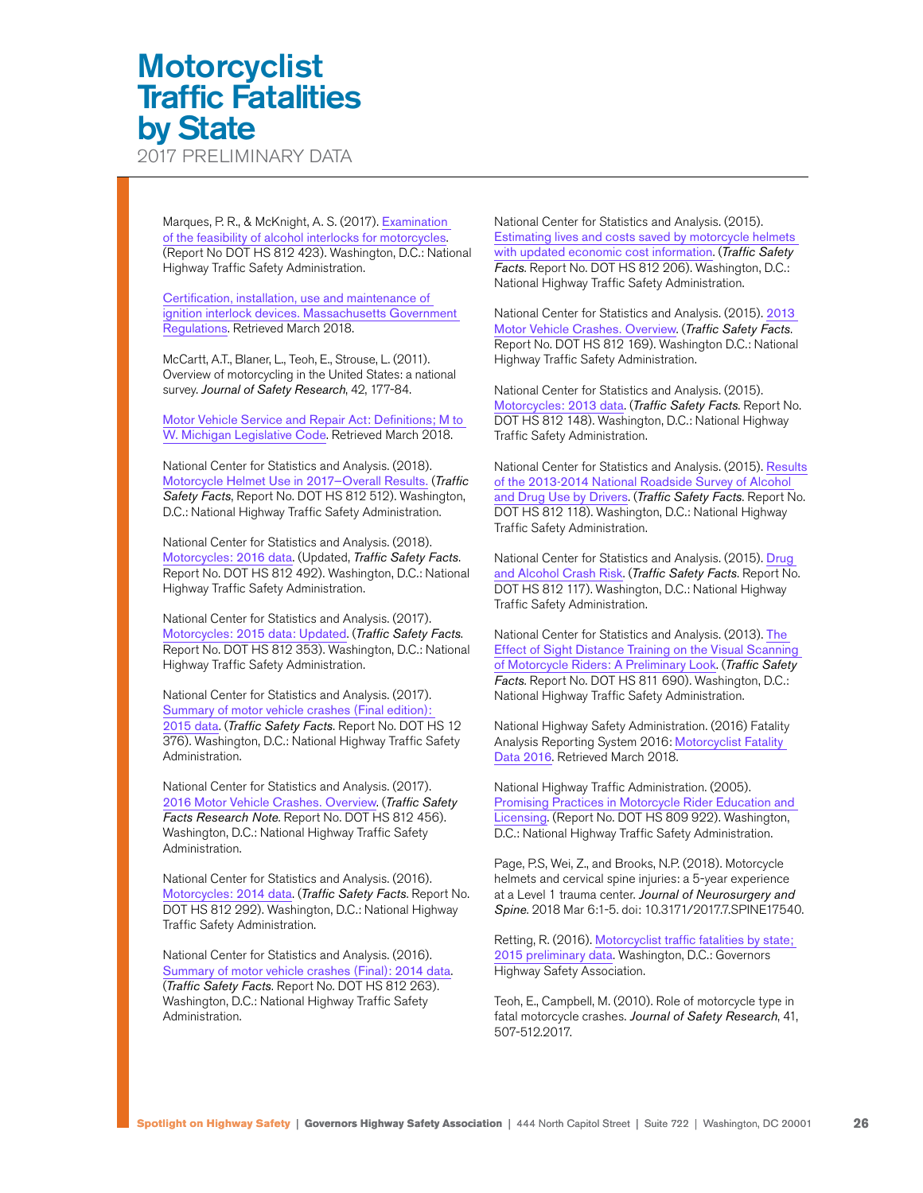Marques, P. R., & McKnight, A. S. (2017). Examination of the feasibility of alcohol interlocks for motorcycles. (Report No DOT HS 812 423). Washington, D.C.: National Highway Traffic Safety Administration.

Certification, installation, use and maintenance of ignition interlock devices. Massachusetts Government Regulations. Retrieved March 2018.

McCartt, A.T., Blaner, L., Teoh, E., Strouse, L. (2011). Overview of motorcycling in the United States: a national survey. *Journal of Safety Research*, 42, 177-84.

Motor Vehicle Service and Repair Act: Definitions; M to W. Michigan Legislative Code. Retrieved March 2018.

National Center for Statistics and Analysis. (2018). Motorcycle Helmet Use in 2017–Overall Results. (*Traffic Safety Facts*, Report No. DOT HS 812 512). Washington, D.C.: National Highway Traffic Safety Administration.

National Center for Statistics and Analysis. (2018). Motorcycles: 2016 data. (Updated, *Traffic Safety Facts*. Report No. DOT HS 812 492). Washington, D.C.: National Highway Traffic Safety Administration.

National Center for Statistics and Analysis. (2017). Motorcycles: 2015 data: Updated. (*Traffic Safety Facts*. Report No. DOT HS 812 353). Washington, D.C.: National Highway Traffic Safety Administration.

National Center for Statistics and Analysis. (2017). Summary of motor vehicle crashes (Final edition): 2015 data. (*Traffic Safety Facts*. Report No. DOT HS 12 376). Washington, D.C.: National Highway Traffic Safety Administration.

National Center for Statistics and Analysis. (2017). 2016 Motor Vehicle Crashes. Overview. (*Traffic Safety Facts Research Note*. Report No. DOT HS 812 456). Washington, D.C.: National Highway Traffic Safety Administration.

National Center for Statistics and Analysis. (2016). Motorcycles: 2014 data. (*Traffic Safety Facts*. Report No. DOT HS 812 292). Washington, D.C.: National Highway Traffic Safety Administration.

National Center for Statistics and Analysis. (2016). Summary of motor vehicle crashes (Final): 2014 data. (*Traffic Safety Facts*. Report No. DOT HS 812 263). Washington, D.C.: National Highway Traffic Safety Administration.

National Center for Statistics and Analysis. (2015). Estimating lives and costs saved by motorcycle helmets with updated economic cost information. (*Traffic Safety Facts*. Report No. DOT HS 812 206). Washington, D.C.: National Highway Traffic Safety Administration.

National Center for Statistics and Analysis. (2015). 2013 Motor Vehicle Crashes. Overview. (*Traffic Safety Facts*. Report No. DOT HS 812 169). Washington D.C.: National Highway Traffic Safety Administration.

National Center for Statistics and Analysis. (2015). Motorcycles: 2013 data. (*Traffic Safety Facts*. Report No. DOT HS 812 148). Washington, D.C.: National Highway Traffic Safety Administration.

National Center for Statistics and Analysis. (2015). Results of the 2013-2014 National Roadside Survey of Alcohol and Drug Use by Drivers. (*Traffic Safety Facts*. Report No. DOT HS 812 118). Washington, D.C.: National Highway Traffic Safety Administration.

National Center for Statistics and Analysis. (2015). Drug and Alcohol Crash Risk. (*Traffic Safety Facts*. Report No. DOT HS 812 117). Washington, D.C.: National Highway Traffic Safety Administration.

National Center for Statistics and Analysis. (2013). The Effect of Sight Distance Training on the Visual Scanning of Motorcycle Riders: A Preliminary Look. (*Traffic Safety Facts*. Report No. DOT HS 811 690). Washington, D.C.: National Highway Traffic Safety Administration.

National Highway Safety Administration. (2016) Fatality Analysis Reporting System 2016: Motorcyclist Fatality Data 2016. Retrieved March 2018.

National Highway Traffic Administration. (2005). Promising Practices in Motorcycle Rider Education and Licensing. (Report No. DOT HS 809 922). Washington, D.C.: National Highway Traffic Safety Administration.

Page, P.S, Wei, Z., and Brooks, N.P. (2018). Motorcycle helmets and cervical spine injuries: a 5-year experience at a Level 1 trauma center. *Journal of Neurosurgery and Spine*. 2018 Mar 6:1-5. doi: 10.3171/2017.7.SPINE17540.

Retting, R. (2016). Motorcyclist traffic fatalities by state; 2015 preliminary data. Washington, D.C.: Governors Highway Safety Association.

Teoh, E., Campbell, M. (2010). Role of motorcycle type in fatal motorcycle crashes. *Journal of Safety Research*, 41, 507-512.2017.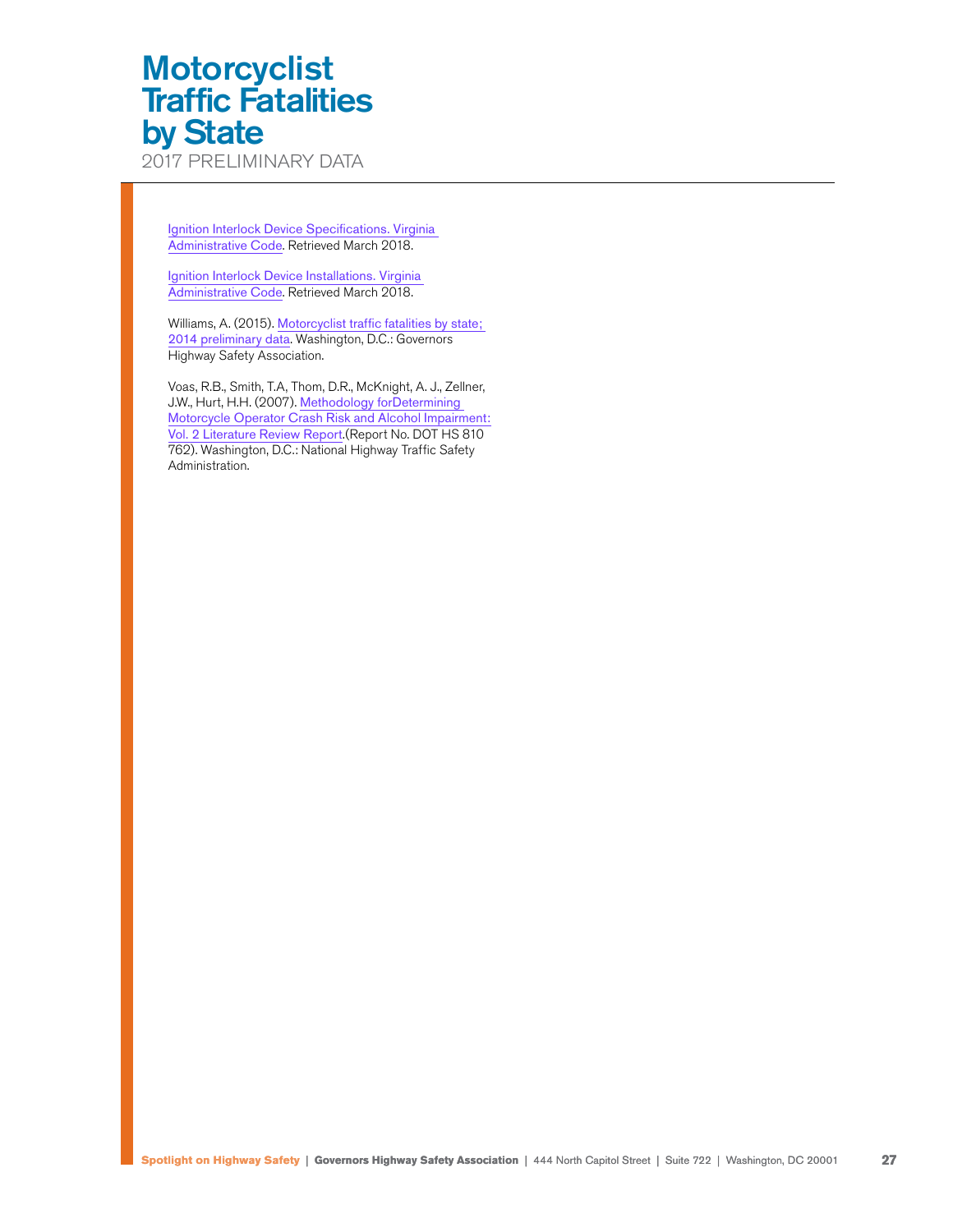Ignition Interlock Device Specifications. Virginia Administrative Code. Retrieved March 2018.

Ignition Interlock Device Installations. Virginia Administrative Code. Retrieved March 2018.

Williams, A. (2015). Motorcyclist traffic fatalities by state; 2014 preliminary data. Washington, D.C.: Governors Highway Safety Association.

Voas, R.B., Smith, T.A, Thom, D.R., McKnight, A. J., Zellner, J.W., Hurt, H.H. (2007). Methodology forDetermining Motorcycle Operator Crash Risk and Alcohol Impairment: Vol. 2 Literature Review Report.(Report No. DOT HS 810 762). Washington, D.C.: National Highway Traffic Safety Administration.